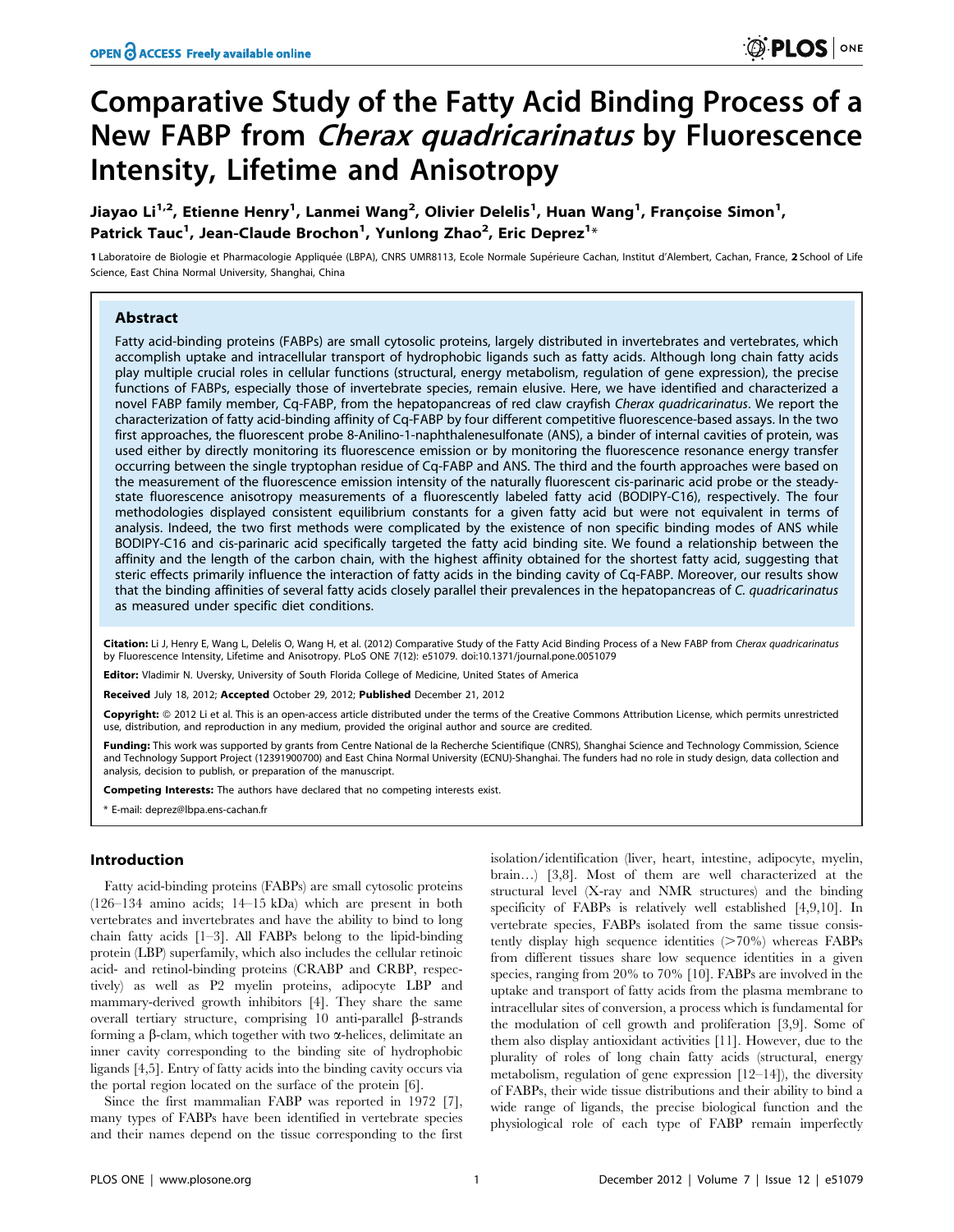# Comparative Study of the Fatty Acid Binding Process of a New FABP from *Cherax quadricarinatus* by Fluorescence Intensity, Lifetime and Anisotropy

**Jiayao Li[1,2], Etienne Henry[1], Lanmei Wang[2], Olivier Delelis[1], Huan Wang[1], Françoise Simon[1], Patrick Tauc[1], Jean-Claude Brochon[1], Yunlong Zhao[2], Eric Deprez[1]***

1 Laboratoire de Biologie et Pharmacologie Appliquée (LBPA), CNRS UMR8113, Ecole Normale Supérieure Cachan, Institut d'Alembert, Cachan, France, 2 School of Life Science, East China Normal University, Shanghai, China

## Abstract

Fatty acid-binding proteins (FABPs) are small cytosolic proteins, largely distributed in invertebrates and vertebrates, which accomplish uptake and intracellular transport of hydrophobic ligands such as fatty acids. Although long chain fatty acids play multiple crucial roles in cellular functions (structural, energy metabolism, regulation of gene expression), the precise functions of FABPs, especially those of invertebrate species, remain elusive. Here, we have identified and characterized a novel FABP family member, Cq-FABP, from the hepatopancreas of red claw crayfish *Cherax quadricarinatus*. We report the characterization of fatty acid-binding affinity of Cq-FABP by four different competitive fluorescence-based assays. In the two first approaches, the fluorescent probe 8-Anilino-1-naphthalenesulfonate (ANS), a binder of internal cavities of protein, was used either by directly monitoring its fluorescence emission or by monitoring the fluorescence resonance energy transfer occurring between the single tryptophan residue of Cq-FABP and ANS. The third and the fourth approaches were based on the measurement of the fluorescence emission intensity of the naturally fluorescent cis-parinaric acid probe or the steady-state fluorescence anisotropy measurements of a fluorescently labeled fatty acid (BODIPY-C16), respectively. The four methodologies displayed consistent equilibrium constants for a given fatty acid but were not equivalent in terms of analysis. Indeed, the two first methods were complicated by the existence of non specific binding modes of ANS while BODIPY-C16 and cis-parinaric acid specifically targeted the fatty acid binding site. We found a relationship between the affinity and the length of the carbon chain, with the highest affinity obtained for the shortest fatty acid, suggesting that steric effects primarily influence the interaction of fatty acids in the binding cavity of Cq-FABP. Moreover, our results show that the binding affinities of several fatty acids closely parallel their prevalences in the hepatopancreas of *C. quadricarinatus* as measured under specific diet conditions.

**Citation:** Li J, Henry E, Wang L, Delelis O, Wang H, et al. (2012) Comparative Study of the Fatty Acid Binding Process of a New FABP from *Cherax quadricarinatus* by Fluorescence Intensity, Lifetime and Anisotropy. PLoS ONE 7(12): e51079. doi:10.1371/journal.pone.0051079

**Editor:** Vladimir N. Uversky, University of South Florida College of Medicine, United States of America

**Received** July 18, 2012; **Accepted** October 29, 2012; **Published** December 21, 2012

**Copyright:** © 2012 Li et al. This is an open-access article distributed under the terms of the Creative Commons Attribution License, which permits unrestricted use, distribution, and reproduction in any medium, provided the original author and source are credited.

**Funding:** This work was supported by grants from Centre National de la Recherche Scientifique (CNRS), Shanghai Science and Technology Commission, Science and Technology Support Project (12391900700) and East China Normal University (ECNU)-Shanghai. The funders had no role in study design, data collection and analysis, decision to publish, or preparation of the manuscript.

**Competing Interests:** The authors have declared that no competing interests exist.

\* E-mail: deprez@lbpa.ens-cachan.fr

## Introduction

Fatty acid-binding proteins (FABPs) are small cytosolic proteins (126–134 amino acids; 14–15 kDa) which are present in both vertebrates and invertebrates and have the ability to bind to long chain fatty acids [1–3]. All FABPs belong to the lipid-binding protein (LBP) superfamily, which also includes the cellular retinoic acid- and retinol-binding proteins (CRABP and CRBP, respectively) as well as P2 myelin proteins, adipocyte LBP and mammary-derived growth inhibitors [4]. They share the same overall tertiary structure, comprising 10 anti-parallel β-strands forming a β-clam, which together with two α-helices, delimitate an inner cavity corresponding to the binding site of hydrophobic ligands [4,5]. Entry of fatty acids into the binding cavity occurs via the portal region located on the surface of the protein [6].

Since the first mammalian FABP was reported in 1972 [7], many types of FABPs have been identified in vertebrate species and their names depend on the tissue corresponding to the first isolation/identification (liver, heart, intestine, adipocyte, myelin, brain…) [3,8]. Most of them are well characterized at the structural level (X-ray and NMR structures) and the binding specificity of FABPs is relatively well established [4,9,10]. In vertebrate species, FABPs isolated from the same tissue consistently display high sequence identities (>70%) whereas FABPs from different tissues share low sequence identities in a given species, ranging from 20% to 70% [10]. FABPs are involved in the uptake and transport of fatty acids from the plasma membrane to intracellular sites of conversion, a process which is fundamental for the modulation of cell growth and proliferation [3,9]. Some of them also display antioxidant activities [11]. However, due to the plurality of roles of long chain fatty acids (structural, energy metabolism, regulation of gene expression [12–14]), the diversity of FABPs, their wide tissue distributions and their ability to bind a wide range of ligands, the precise biological function and the physiological role of each type of FABP remain imperfectly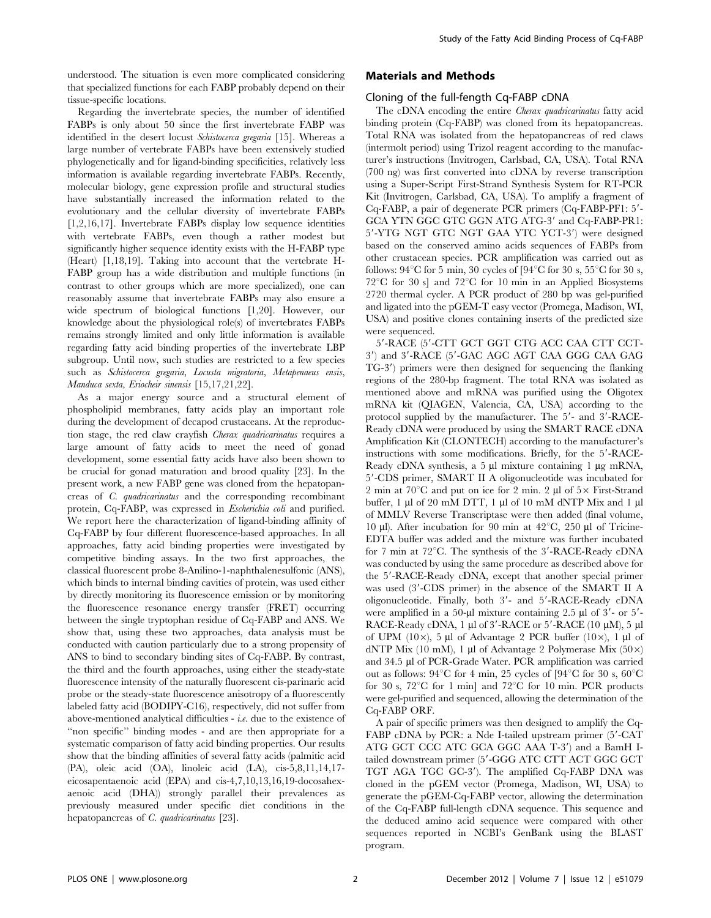understood. The situation is even more complicated considering that specialized functions for each FABP probably depend on their tissue-specific locations.

Regarding the invertebrate species, the number of identified FABPs is only about 50 since the first invertebrate FABP was identified in the desert locust *Schistocerca gregaria* [15]. Whereas a large number of vertebrate FABPs have been extensively studied phylogenetically and for ligand-binding specificities, relatively less information is available regarding invertebrate FABPs. Recently, molecular biology, gene expression profile and structural studies have substantially increased the information related to the evolutionary and the cellular diversity of invertebrate FABPs [1,2,16,17]. Invertebrate FABPs display low sequence identities with vertebrate FABPs, even though a rather modest but significantly higher sequence identity exists with the H-FABP type (Heart) [1,18,19]. Taking into account that the vertebrate H-FABP group has a wide distribution and multiple functions (in contrast to other groups which are more specialized), one can reasonably assume that invertebrate FABPs may also ensure a wide spectrum of biological functions [1,20]. However, our knowledge about the physiological role(s) of invertebrates FABPs remains strongly limited and only little information is available regarding fatty acid binding properties of the invertebrate LBP subgroup. Until now, such studies are restricted to a few species such as *Schistocerca gregaria*, *Locusta migratoria*, *Metapenaeus ensis*, *Manduca sexta, Eriocheir sinensis* [15,17,21,22].

As a major energy source and a structural element of phospholipid membranes, fatty acids play an important role during the development of decapod crustaceans. At the reproduction stage, the red claw crayfish *Cherax quadricarinatus* requires a large amount of fatty acids to meet the need of gonad development, some essential fatty acids have also been shown to be crucial for gonad maturation and brood quality [23]. In the present work, a new FABP gene was cloned from the hepatopancreas of *C. quadricarinatus* and the corresponding recombinant protein, Cq-FABP, was expressed in *Escherichia coli* and purified. We report here the characterization of ligand-binding affinity of Cq-FABP by four different fluorescence-based approaches. In all approaches, fatty acid binding properties were investigated by competitive binding assays. In the two first approaches, the classical fluorescent probe 8-Anilino-1-naphthalenesulfonic (ANS), which binds to internal binding cavities of protein, was used either by directly monitoring its fluorescence emission or by monitoring the fluorescence resonance energy transfer (FRET) occurring between the single tryptophan residue of Cq-FABP and ANS. We show that, using these two approaches, data analysis must be conducted with caution particularly due to a strong propensity of ANS to bind to secondary binding sites of Cq-FABP. By contrast, the third and the fourth approaches, using either the steady-state fluorescence intensity of the naturally fluorescent cis-parinaric acid probe or the steady-state fluorescence anisotropy of a fluorescently labeled fatty acid (BODIPY-C16), respectively, did not suffer from above-mentioned analytical difficulties - *i.e.* due to the existence of "non specific" binding modes - and are then appropriate for a systematic comparison of fatty acid binding properties. Our results show that the binding affinities of several fatty acids (palmitic acid (PA), oleic acid (OA), linoleic acid (LA), cis-5,8,11,14,17-eicosapentaenoic acid (EPA) and cis-4,7,10,13,16,19-docosahexaenoic acid (DHA)) strongly parallel their prevalences as previously measured under specific diet conditions in the hepatopancreas of *C. quadricarinatus* [23].

## Materials and Methods

### Cloning of the full-fength Cq-FABP cDNA

The cDNA encoding the entire *Cherax quadricarinatus* fatty acid binding protein (Cq-FABP) was cloned from its hepatopancreas. Total RNA was isolated from the hepatopancreas of red claws (intermolt period) using Trizol reagent according to the manufacturer's instructions (Invitrogen, Carlsbad, CA, USA). Total RNA (700 ng) was first converted into cDNA by reverse transcription using a Super-Script First-Strand Synthesis System for RT-PCR Kit (Invitrogen, Carlsbad, CA, USA). To amplify a fragment of Cq-FABP, a pair of degenerate PCR primers (Cq-FABP-PF1: 5′-GCA YTN GGC GTC GGN ATG ATG-3′ and Cq-FABP-PR1: 5′-YTG NGT GTC NGT GAA YTC YCT-3′) were designed based on the conserved amino acids sequences of FABPs from other crustacean species. PCR amplification was carried out as follows: 94°C for 5 min, 30 cycles of [94°C for 30 s, 55°C for 30 s, 72°C for 30 s] and 72°C for 10 min in an Applied Biosystems 2720 thermal cycler. A PCR product of 280 bp was gel-purified and ligated into the pGEM-T easy vector (Promega, Madison, WI, USA) and positive clones containing inserts of the predicted size were sequenced.

5′-RACE (5′-CTT GCT GGT CTG ACC CAA CTT CCT-3′) and 3′-RACE (5′-GAC AGC AGT CAA GGG CAA GAG TG-3′) primers were then designed for sequencing the flanking regions of the 280-bp fragment. The total RNA was isolated as mentioned above and mRNA was purified using the Oligotex mRNA kit (QIAGEN, Valencia, CA, USA) according to the protocol supplied by the manufacturer. The 5′- and 3′-RACE-Ready cDNA were produced by using the SMART RACE cDNA Amplification Kit (CLONTECH) according to the manufacturer's instructions with some modifications. Briefly, for the 5′-RACE-Ready cDNA synthesis, a 5 µl mixture containing 1 µg mRNA, 5′-CDS primer, SMART II A oligonucleotide was incubated for 2 min at 70°C and put on ice for 2 min. 2 µl of 5× First-Strand buffer, 1 µl of 20 mM DTT, 1 µl of 10 mM dNTP Mix and 1 µl of MMLV Reverse Transcriptase were then added (final volume, 10 µl). After incubation for 90 min at 42°C, 250 µl of Tricine-EDTA buffer was added and the mixture was further incubated for 7 min at 72°C. The synthesis of the 3′-RACE-Ready cDNA was conducted by using the same procedure as described above for the 5′-RACE-Ready cDNA, except that another special primer was used (3′-CDS primer) in the absence of the SMART II A oligonucleotide. Finally, both 3′- and 5′-RACE-Ready cDNA were amplified in a 50-µl mixture containing 2.5 µl of 3′- or 5′-RACE-Ready cDNA, 1 µl of 3′-RACE or 5′-RACE (10 µM), 5 µl of UPM (10×), 5 µl of Advantage 2 PCR buffer (10×), 1 µl of dNTP Mix (10 mM), 1 µl of Advantage 2 Polymerase Mix (50×) and 34.5 µl of PCR-Grade Water. PCR amplification was carried out as follows: 94°C for 4 min, 25 cycles of [94°C for 30 s, 60°C for 30 s, 72°C for 1 min] and 72°C for 10 min. PCR products were gel-purified and sequenced, allowing the determination of the Cq-FABP ORF.

A pair of specific primers was then designed to amplify the Cq-FABP cDNA by PCR: a Nde I-tailed upstream primer (5′-CAT ATG GCT CCC ATC GCA GGC AAA T-3′) and a BamH I-tailed downstream primer (5′-GGG ATC CTT ACT GGC GCT TGT AGA TGC GC-3′). The amplified Cq-FABP DNA was cloned in the pGEM vector (Promega, Madison, WI, USA) to generate the pGEM-Cq-FABP vector, allowing the determination of the Cq-FABP full-length cDNA sequence. This sequence and the deduced amino acid sequence were compared with other sequences reported in NCBI's GenBank using the BLAST program.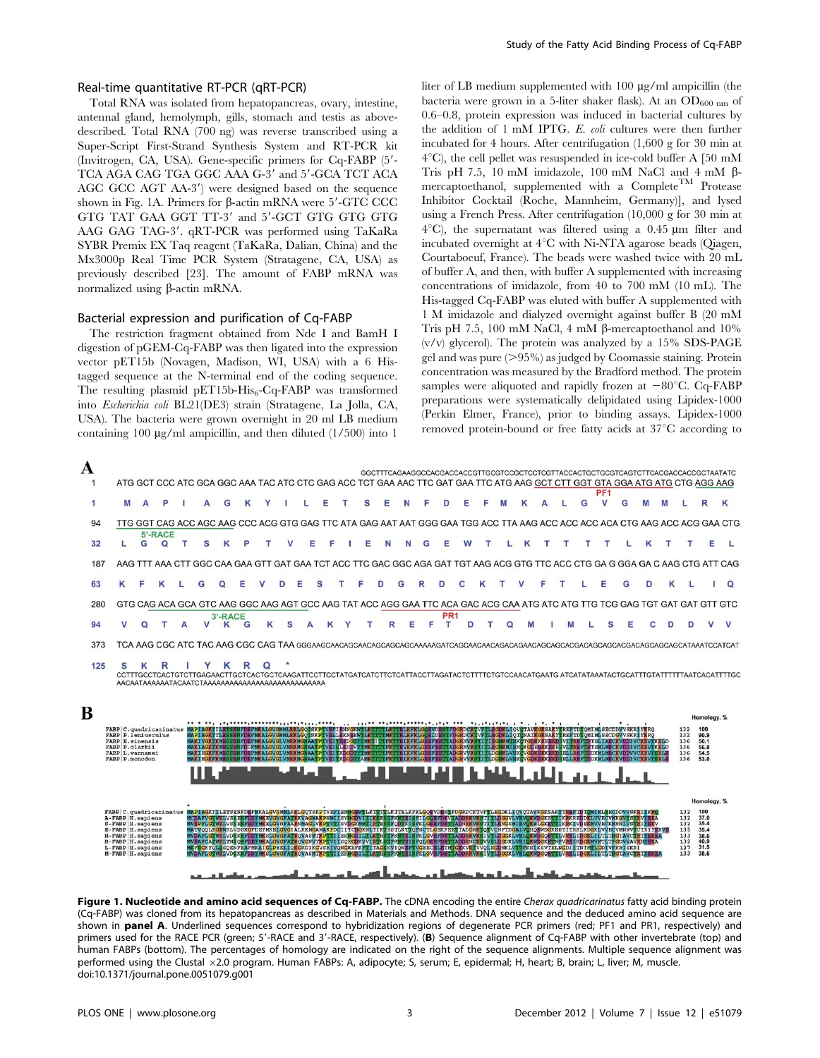## Real-time quantitative RT-PCR (qRT-PCR)

Total RNA was isolated from hepatopancreas, ovary, intestine, antennal gland, hemolymph, gills, stomach and testis as above-described. Total RNA (700 ng) was reverse transcribed using a Super-Script First-Strand Synthesis System and RT-PCR kit (Invitrogen, CA, USA). Gene-specific primers for Cq-FABP (5′-TCA AGA CAG TGA GGC AAA G-3′ and 5′-GCA TCT ACA AGC GCC AGT AA-3′) were designed based on the sequence shown in Fig. 1A. Primers for β-actin mRNA were 5′-GTC CCC GTG TAT GAA GGT TT-3′ and 5′-GCT GTG GTG GTG AAG GAG TAG-3′. qRT-PCR was performed using TaKaRa SYBR Premix EX Taq reagent (TaKaRa, Dalian, China) and the Mx3000p Real Time PCR System (Stratagene, CA, USA) as previously described [23]. The amount of FABP mRNA was normalized using β-actin mRNA.

## Bacterial expression and purification of Cq-FABP

The restriction fragment obtained from Nde I and BamH I digestion of pGEM-Cq-FABP was then ligated into the expression vector pET15b (Novagen, Madison, WI, USA) with a 6 His-tagged sequence at the N-terminal end of the coding sequence. The resulting plasmid pET15b-$His_6$-Cq-FABP was transformed into *Escherichia coli* BL21(DE3) strain (Stratagene, La Jolla, CA, USA). The bacteria were grown overnight in 20 ml LB medium containing 100 μg/ml ampicillin, and then diluted (1/500) into 1 liter of LB medium supplemented with 100 μg/ml ampicillin (the bacteria were grown in a 5-liter shaker flask). At an $OD_{600\ nm}$ of 0.6–0.8, protein expression was induced in bacterial cultures by the addition of 1 mM IPTG. *E. coli* cultures were then further incubated for 4 hours. After centrifugation (1,600 g for 30 min at 4°C), the cell pellet was resuspended in ice-cold buffer A [50 mM Tris pH 7.5, 10 mM imidazole, 100 mM NaCl and 4 mM β-mercaptoethanol, supplemented with a Complete™ Protease Inhibitor Cocktail (Roche, Mannheim, Germany)], and lysed using a French Press. After centrifugation (10,000 g for 30 min at 4°C), the supernatant was filtered using a 0.45 μm filter and incubated overnight at 4°C with Ni-NTA agarose beads (Qiagen, Courtaboeuf, France). The beads were washed twice with 20 mL of buffer A, and then, with buffer A supplemented with increasing concentrations of imidazole, from 40 to 700 mM (10 mL). The His-tagged Cq-FABP was eluted with buffer A supplemented with 1 M imidazole and dialyzed overnight against buffer B (20 mM Tris pH 7.5, 100 mM NaCl, 4 mM β-mercaptoethanol and 10% (v/v) glycerol). The protein was analyzed by a 15% SDS-PAGE gel and was pure (>95%) as judged by Coomassie staining. Protein concentration was measured by the Bradford method. The protein samples were aliquoted and rapidly frozen at −80°C. Cq-FABP preparations were systematically delipidated using Lipidex-1000 (Perkin Elmer, France), prior to binding assays. Lipidex-1000 removed protein-bound or free fatty acids at 37°C according to

**Figure 1. Nucleotide and amino acid sequences of Cq-FABP.** The cDNA encoding the entire *Cherax quadricarinatus* fatty acid binding protein (Cq-FABP) was cloned from its hepatopancreas as described in Materials and Methods. DNA sequence and the deduced amino acid sequence are shown in **panel A**. Underlined sequences correspond to hybridization regions of degenerate PCR primers (red; PF1 and PR1, respectively) and primers used for the RACE PCR (green; 5′-RACE and 3′-RACE, respectively). (**B**) Sequence alignment of Cq-FABP with other invertebrate (top) and human FABPs (bottom). The percentages of homology are indicated on the right of the sequence alignments. Multiple sequence alignment was performed using the Clustal ×2.0 program. Human FABPs: A, adipocyte; S, serum; E, epidermal; H, heart; B, brain; L, liver; M, muscle.
doi:10.1371/journal.pone.0051079.g001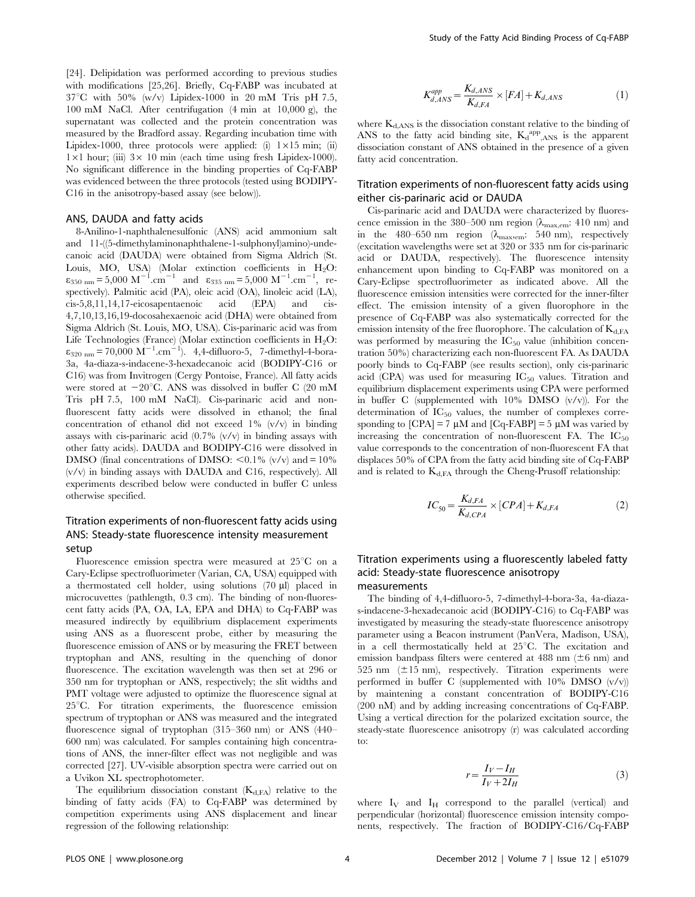[24]. Delipidation was performed according to previous studies with modifications [25,26]. Briefly, Cq-FABP was incubated at 37°C with 50% (w/v) Lipidex-1000 in 20 mM Tris pH 7.5, 100 mM NaCl. After centrifugation (4 min at 10,000 g), the supernatant was collected and the protein concentration was measured by the Bradford assay. Regarding incubation time with Lipidex-1000, three protocols were applied: (i) 1×15 min; (ii) 1×1 hour; (iii) 3× 10 min (each time using fresh Lipidex-1000). No significant difference in the binding properties of Cq-FABP was evidenced between the three protocols (tested using BODIPY-C16 in the anisotropy-based assay (see below)).

### ANS, DAUDA and fatty acids

8-Anilino-1-naphthalenesulfonic (ANS) acid ammonium salt and 11-((5-dimethylaminonaphthalene-1-sulphonyl)amino)-undecanoic acid (DAUDA) were obtained from Sigma Aldrich (St. Louis, MO, USA) (Molar extinction coefficients in $H_2O$: $\varepsilon_{350\ nm} = 5{,}000\ M^{-1}.cm^{-1}$ and $\varepsilon_{335\ nm} = 5{,}000\ M^{-1}.cm^{-1}$, respectively). Palmitic acid (PA), oleic acid (OA), linoleic acid (LA), cis-5,8,11,14,17-eicosapentaenoic acid (EPA) and cis-4,7,10,13,16,19-docosahexaenoic acid (DHA) were obtained from Sigma Aldrich (St. Louis, MO, USA). Cis-parinaric acid was from Life Technologies (France) (Molar extinction coefficients in $H_2O$: $\varepsilon_{320\ nm} = 70{,}000\ M^{-1}.cm^{-1}$). 4,4-difluoro-5, 7-dimethyl-4-bora-3a, 4a-diaza-s-indacene-3-hexadecanoic acid (BODIPY-C16 or C16) was from Invitrogen (Cergy Pontoise, France). All fatty acids were stored at −20°C. ANS was dissolved in buffer C (20 mM Tris pH 7.5, 100 mM NaCl). Cis-parinaric acid and non-fluorescent fatty acids were dissolved in ethanol; the final concentration of ethanol did not exceed 1% (v/v) in binding assays with cis-parinaric acid (0.7% (v/v) in binding assays with other fatty acids). DAUDA and BODIPY-C16 were dissolved in DMSO (final concentrations of DMSO: <0.1% (v/v) and = 10% (v/v) in binding assays with DAUDA and C16, respectively). All experiments described below were conducted in buffer C unless otherwise specified.

### Titration experiments of non-fluorescent fatty acids using ANS: Steady-state fluorescence intensity measurement setup

Fluorescence emission spectra were measured at 25°C on a Cary-Eclipse spectrofluorimeter (Varian, CA, USA) equipped with a thermostated cell holder, using solutions (70 µl) placed in microcuvettes (pathlength, 0.3 cm). The binding of non-fluorescent fatty acids (PA, OA, LA, EPA and DHA) to Cq-FABP was measured indirectly by equilibrium displacement experiments using ANS as a fluorescent probe, either by measuring the fluorescence emission of ANS or by measuring the FRET between tryptophan and ANS, resulting in the quenching of donor fluorescence. The excitation wavelength was then set at 296 or 350 nm for tryptophan or ANS, respectively; the slit widths and PMT voltage were adjusted to optimize the fluorescence signal at 25°C. For titration experiments, the fluorescence emission spectrum of tryptophan or ANS was measured and the integrated fluorescence signal of tryptophan (315–360 nm) or ANS (440–600 nm) was calculated. For samples containing high concentrations of ANS, the inner-filter effect was not negligible and was corrected [27]. UV-visible absorption spectra were carried out on a Uvikon XL spectrophotometer.

The equilibrium dissociation constant ($K_{d,FA}$) relative to the binding of fatty acids (FA) to Cq-FABP was determined by competition experiments using ANS displacement and linear regression of the following relationship:

$$K_{d,ANS}^{app} = \frac{K_{d,ANS}}{K_{d,FA}} \times [FA] + K_{d,ANS} \qquad (1)$$

where $K_{d,ANS}$ is the dissociation constant relative to the binding of ANS to the fatty acid binding site, $K_{d}^{app}{}_{,ANS}$ is the apparent dissociation constant of ANS obtained in the presence of a given fatty acid concentration.

### Titration experiments of non-fluorescent fatty acids using either cis-parinaric acid or DAUDA

Cis-parinaric acid and DAUDA were characterized by fluorescence emission in the 380–500 nm region ($\lambda_{max,em}$: 410 nm) and in the 480–650 nm region ($\lambda_{max,em}$: 540 nm), respectively (excitation wavelengths were set at 320 or 335 nm for cis-parinaric acid or DAUDA, respectively). The fluorescence intensity enhancement upon binding to Cq-FABP was monitored on a Cary-Eclipse spectrofluorimeter as indicated above. All the fluorescence emission intensities were corrected for the inner-filter effect. The emission intensity of a given fluorophore in the presence of Cq-FABP was also systematically corrected for the emission intensity of the free fluorophore. The calculation of $K_{d,FA}$ was performed by measuring the $IC_{50}$ value (inhibition concentration 50%) characterizing each non-fluorescent FA. As DAUDA poorly binds to Cq-FABP (see results section), only cis-parinaric acid (CPA) was used for measuring $IC_{50}$ values. Titration and equilibrium displacement experiments using CPA were performed in buffer C (supplemented with 10% DMSO (v/v)). For the determination of $IC_{50}$ values, the number of complexes corresponding to [CPA] = 7 µM and [Cq-FABP] = 5 µM was varied by increasing the concentration of non-fluorescent FA. The $IC_{50}$ value corresponds to the concentration of non-fluorescent FA that displaces 50% of CPA from the fatty acid binding site of Cq-FABP and is related to $K_{d,FA}$ through the Cheng-Prusoff relationship:

$$IC_{50} = \frac{K_{d,FA}}{K_{d,CPA}} \times [CPA] + K_{d,FA} \qquad (2)$$

### Titration experiments using a fluorescently labeled fatty acid: Steady-state fluorescence anisotropy measurements

The binding of 4,4-difluoro-5, 7-dimethyl-4-bora-3a, 4a-diaza-s-indacene-3-hexadecanoic acid (BODIPY-C16) to Cq-FABP was investigated by measuring the steady-state fluorescence anisotropy parameter using a Beacon instrument (PanVera, Madison, USA), in a cell thermostatically held at 25°C. The excitation and emission bandpass filters were centered at 488 nm (±6 nm) and 525 nm (±15 nm), respectively. Titration experiments were performed in buffer C (supplemented with 10% DMSO (v/v)) by maintening a constant concentration of BODIPY-C16 (200 nM) and by adding increasing concentrations of Cq-FABP. Using a vertical direction for the polarized excitation source, the steady-state fluorescence anisotropy (r) was calculated according to:

$$r = \frac{I_V - I_H}{I_V + 2I_H} \qquad (3)$$

where $I_V$ and $I_H$ correspond to the parallel (vertical) and perpendicular (horizontal) fluorescence emission intensity components, respectively. The fraction of BODIPY-C16/Cq-FABP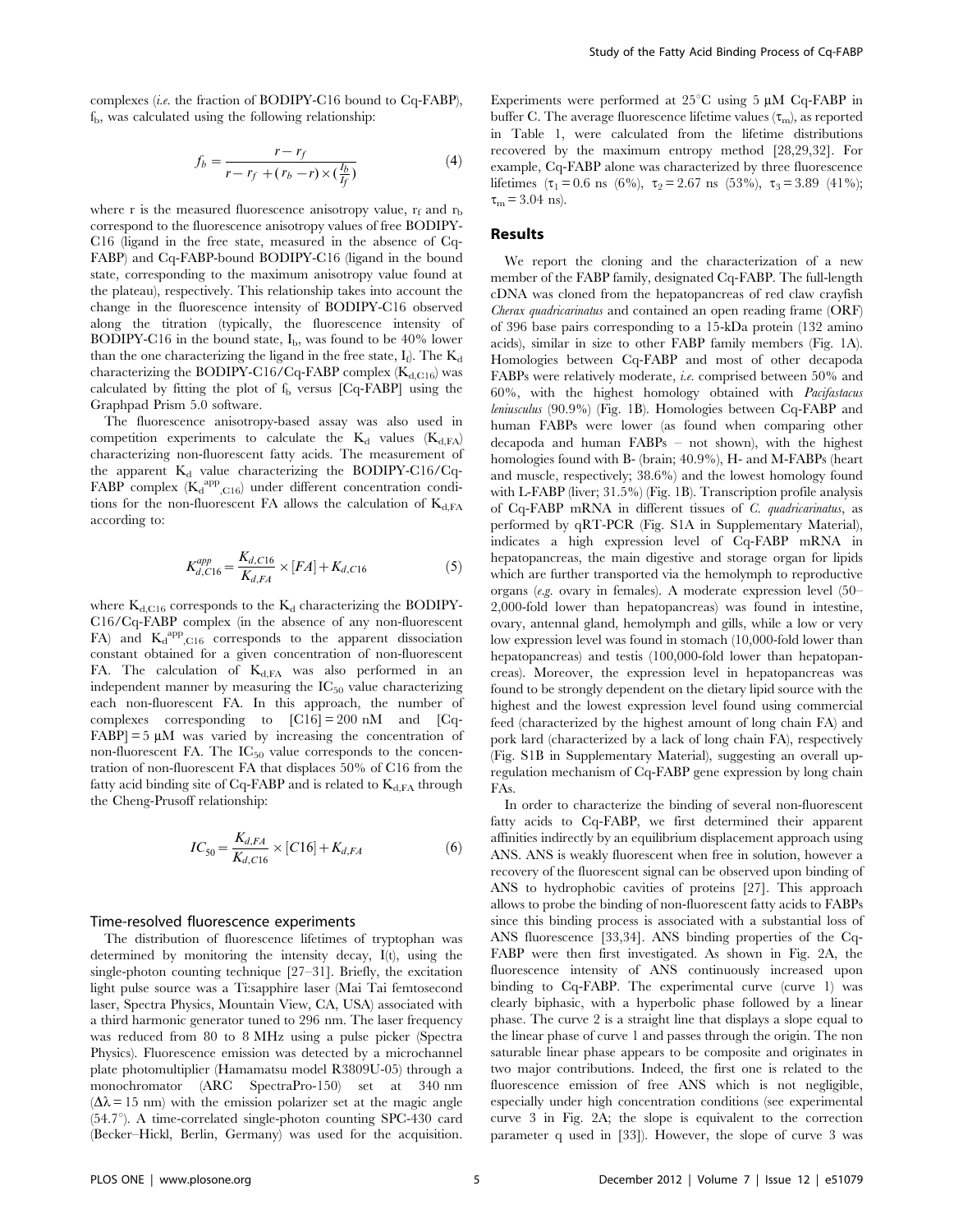complexes (*i.e.* the fraction of BODIPY-C16 bound to Cq-FABP), $f_b$, was calculated using the following relationship:

$$f_b = \frac{r - r_f}{r - r_f + (r_b - r) \times (\frac{I_b}{I_f})} \quad (4)$$

where r is the measured fluorescence anisotropy value, $r_f$ and $r_b$ correspond to the fluorescence anisotropy values of free BODIPY-C16 (ligand in the free state, measured in the absence of Cq-FABP) and Cq-FABP-bound BODIPY-C16 (ligand in the bound state, corresponding to the maximum anisotropy value found at the plateau), respectively. This relationship takes into account the change in the fluorescence intensity of BODIPY-C16 observed along the titration (typically, the fluorescence intensity of BODIPY-C16 in the bound state, $I_b$, was found to be 40% lower than the one characterizing the ligand in the free state, $I_f$). The $K_d$ characterizing the BODIPY-C16/Cq-FABP complex ($K_{d,C16}$) was calculated by fitting the plot of $f_b$ versus [Cq-FABP] using the Graphpad Prism 5.0 software.

The fluorescence anisotropy-based assay was also used in competition experiments to calculate the $K_d$ values ($K_{d,FA}$) characterizing non-fluorescent fatty acids. The measurement of the apparent $K_d$ value characterizing the BODIPY-C16/Cq-FABP complex ($K_{d,C16}^{app}$) under different concentration conditions for the non-fluorescent FA allows the calculation of $K_{d,FA}$ according to:

$$K_{d,C16}^{app} = \frac{K_{d,C16}}{K_{d,FA}} \times [FA] + K_{d,C16} \quad (5)$$

where $K_{d,C16}$ corresponds to the $K_d$ characterizing the BODIPY-C16/Cq-FABP complex (in the absence of any non-fluorescent FA) and $K_{d,C16}^{app}$ corresponds to the apparent dissociation constant obtained for a given concentration of non-fluorescent FA. The calculation of $K_{d,FA}$ was also performed in an independent manner by measuring the $IC_{50}$ value characterizing each non-fluorescent FA. In this approach, the number of complexes corresponding to [C16] = 200 nM and [Cq-FABP] = 5 µM was varied by increasing the concentration of non-fluorescent FA. The $IC_{50}$ value corresponds to the concentration of non-fluorescent FA that displaces 50% of C16 from the fatty acid binding site of Cq-FABP and is related to $K_{d,FA}$ through the Cheng-Prusoff relationship:

$$IC_{50} = \frac{K_{d,FA}}{K_{d,C16}} \times [C16] + K_{d,FA} \quad (6)$$

### Time-resolved fluorescence experiments

The distribution of fluorescence lifetimes of tryptophan was determined by monitoring the intensity decay, I(t), using the single-photon counting technique [27–31]. Briefly, the excitation light pulse source was a Ti:sapphire laser (Mai Tai femtosecond laser, Spectra Physics, Mountain View, CA, USA) associated with a third harmonic generator tuned to 296 nm. The laser frequency was reduced from 80 to 8 MHz using a pulse picker (Spectra Physics). Fluorescence emission was detected by a microchannel plate photomultiplier (Hamamatsu model R3809U-05) through a monochromator (ARC SpectraPro-150) set at 340 nm ($\Delta\lambda$ = 15 nm) with the emission polarizer set at the magic angle (54.7°). A time-correlated single-photon counting SPC-430 card (Becker–Hickl, Berlin, Germany) was used for the acquisition. Experiments were performed at 25°C using 5 µM Cq-FABP in buffer C. The average fluorescence lifetime values ($\tau_m$), as reported in Table 1, were calculated from the lifetime distributions recovered by the maximum entropy method [28,29,32]. For example, Cq-FABP alone was characterized by three fluorescence lifetimes ($\tau_1$ = 0.6 ns (6%), $\tau_2$ = 2.67 ns (53%), $\tau_3$ = 3.89 (41%); $\tau_m$ = 3.04 ns).

## Results

We report the cloning and the characterization of a new member of the FABP family, designated Cq-FABP. The full-length cDNA was cloned from the hepatopancreas of red claw crayfish *Cherax quadricarinatus* and contained an open reading frame (ORF) of 396 base pairs corresponding to a 15-kDa protein (132 amino acids), similar in size to other FABP family members (Fig. 1A). Homologies between Cq-FABP and most of other decapoda FABPs were relatively moderate, *i.e.* comprised between 50% and 60%, with the highest homology obtained with *Pacifastacus leniusculus* (90.9%) (Fig. 1B). Homologies between Cq-FABP and human FABPs were lower (as found when comparing other decapoda and human FABPs – not shown), with the highest homologies found with B- (brain; 40.9%), H- and M-FABPs (heart and muscle, respectively; 38.6%) and the lowest homology found with L-FABP (liver; 31.5%) (Fig. 1B). Transcription profile analysis of Cq-FABP mRNA in different tissues of *C. quadricarinatus*, as performed by qRT-PCR (Fig. S1A in Supplementary Material), indicates a high expression level of Cq-FABP mRNA in hepatopancreas, the main digestive and storage organ for lipids which are further transported via the hemolymph to reproductive organs (*e.g.* ovary in females). A moderate expression level (50–2,000-fold lower than hepatopancreas) was found in intestine, ovary, antennal gland, hemolymph and gills, while a low or very low expression level was found in stomach (10,000-fold lower than hepatopancreas) and testis (100,000-fold lower than hepatopancreas). Moreover, the expression level in hepatopancreas was found to be strongly dependent on the dietary lipid source with the highest and the lowest expression level found using commercial feed (characterized by the highest amount of long chain FA) and pork lard (characterized by a lack of long chain FA), respectively (Fig. S1B in Supplementary Material), suggesting an overall up-regulation mechanism of Cq-FABP gene expression by long chain FAs.

In order to characterize the binding of several non-fluorescent fatty acids to Cq-FABP, we first determined their apparent affinities indirectly by an equilibrium displacement approach using ANS. ANS is weakly fluorescent when free in solution, however a recovery of the fluorescent signal can be observed upon binding of ANS to hydrophobic cavities of proteins [27]. This approach allows to probe the binding of non-fluorescent fatty acids to FABPs since this binding process is associated with a substantial loss of ANS fluorescence [33,34]. ANS binding properties of the Cq-FABP were then first investigated. As shown in Fig. 2A, the fluorescence intensity of ANS continuously increased upon binding to Cq-FABP. The experimental curve (curve 1) was clearly biphasic, with a hyperbolic phase followed by a linear phase. The curve 2 is a straight line that displays a slope equal to the linear phase of curve 1 and passes through the origin. The non saturable linear phase appears to be composite and originates in two major contributions. Indeed, the first one is related to the fluorescence emission of free ANS which is not negligible, especially under high concentration conditions (see experimental curve 3 in Fig. 2A; the slope is equivalent to the correction parameter q used in [33]). However, the slope of curve 3 was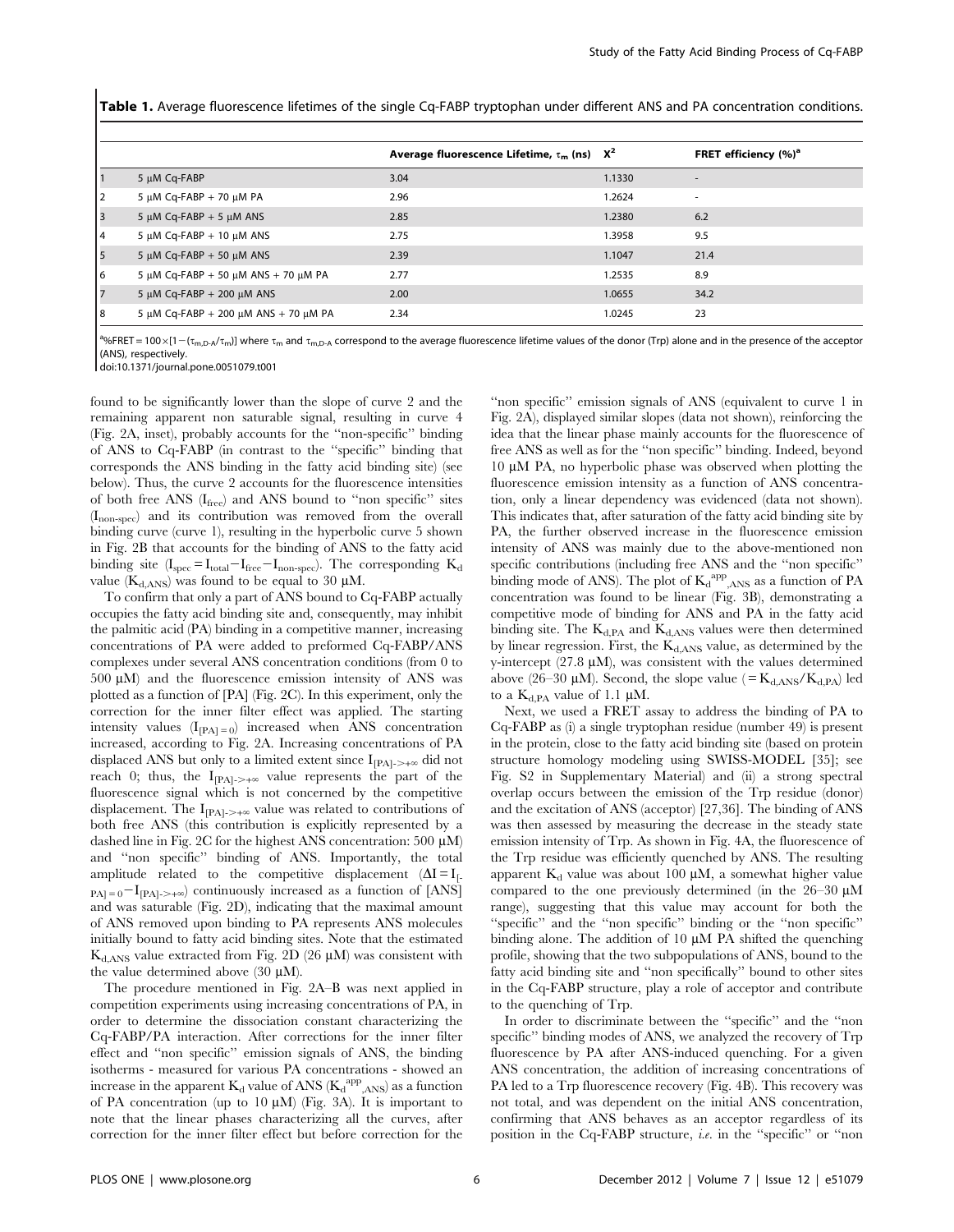**Table 1.** Average fluorescence lifetimes of the single Cq-FABP tryptophan under different ANS and PA concentration conditions.

| | | Average fluorescence Lifetime, $\tau_m$ (ns) | $X^2$ | FRET efficiency (%)[a] |
|---|---|---|---|---|
| 1 | 5 µM Cq-FABP | 3.04 | 1.1330 | - |
| 2 | 5 µM Cq-FABP + 70 µM PA | 2.96 | 1.2624 | - |
| 3 | 5 µM Cq-FABP + 5 µM ANS | 2.85 | 1.2380 | 6.2 |
| 4 | 5 µM Cq-FABP + 10 µM ANS | 2.75 | 1.3958 | 9.5 |
| 5 | 5 µM Cq-FABP + 50 µM ANS | 2.39 | 1.1047 | 21.4 |
| 6 | 5 µM Cq-FABP + 50 µM ANS + 70 µM PA | 2.77 | 1.2535 | 8.9 |
| 7 | 5 µM Cq-FABP + 200 µM ANS | 2.00 | 1.0655 | 34.2 |
| 8 | 5 µM Cq-FABP + 200 µM ANS + 70 µM PA | 2.34 | 1.0245 | 23 |

[a]%FRET = 100×[1−($\tau_{m,D\text{-}A}/\tau_m$)] where $\tau_m$ and $\tau_{m,D\text{-}A}$ correspond to the average fluorescence lifetime values of the donor (Trp) alone and in the presence of the acceptor (ANS), respectively.

doi:10.1371/journal.pone.0051079.t001

found to be significantly lower than the slope of curve 2 and the remaining apparent non saturable signal, resulting in curve 4 (Fig. 2A, inset), probably accounts for the "non-specific" binding of ANS to Cq-FABP (in contrast to the "specific" binding that corresponds the ANS binding in the fatty acid binding site) (see below). Thus, the curve 2 accounts for the fluorescence intensities of both free ANS ($I_{free}$) and ANS bound to "non specific" sites ($I_{non\text{-}spec}$) and its contribution was removed from the overall binding curve (curve 1), resulting in the hyperbolic curve 5 shown in Fig. 2B that accounts for the binding of ANS to the fatty acid binding site ($I_{spec} = I_{total} - I_{free} - I_{non\text{-}spec}$). The corresponding $K_d$ value ($K_{d,ANS}$) was found to be equal to 30 µM.

To confirm that only a part of ANS bound to Cq-FABP actually occupies the fatty acid binding site and, consequently, may inhibit the palmitic acid (PA) binding in a competitive manner, increasing concentrations of PA were added to preformed Cq-FABP/ANS complexes under several ANS concentration conditions (from 0 to 500 µM) and the fluorescence emission intensity of ANS was plotted as a function of [PA] (Fig. 2C). In this experiment, only the correction for the inner filter effect was applied. The starting intensity values ($I_{[PA]=0}$) increased when ANS concentration increased, according to Fig. 2A. Increasing concentrations of PA displaced ANS but only to a limited extent since $I_{[PA]->+\infty}$ did not reach 0; thus, the $I_{[PA]->+\infty}$ value represents the part of the fluorescence signal which is not concerned by the competitive displacement. The $I_{[PA]->+\infty}$ value was related to contributions of both free ANS (this contribution is explicitly represented by a dashed line in Fig. 2C for the highest ANS concentration: 500 µM) and "non specific" binding of ANS. Importantly, the total amplitude related to the competitive displacement ($\Delta I = I_{[PA]=0} - I_{[PA]->+\infty}$) continuously increased as a function of [ANS] and was saturable (Fig. 2D), indicating that the maximal amount of ANS removed upon binding to PA represents ANS molecules initially bound to fatty acid binding sites. Note that the estimated $K_{d,ANS}$ value extracted from Fig. 2D (26 µM) was consistent with the value determined above (30 µM).

The procedure mentioned in Fig. 2A–B was next applied in competition experiments using increasing concentrations of PA, in order to determine the dissociation constant characterizing the Cq-FABP/PA interaction. After corrections for the inner filter effect and "non specific" emission signals of ANS, the binding isotherms - measured for various PA concentrations - showed an increase in the apparent $K_d$ value of ANS ($K_d^{app}{}_{,ANS}$) as a function of PA concentration (up to 10 µM) (Fig. 3A). It is important to note that the linear phases characterizing all the curves, after correction for the inner filter effect but before correction for the "non specific" emission signals of ANS (equivalent to curve 1 in Fig. 2A), displayed similar slopes (data not shown), reinforcing the idea that the linear phase mainly accounts for the fluorescence of free ANS as well as for the "non specific" binding. Indeed, beyond 10 µM PA, no hyperbolic phase was observed when plotting the fluorescence emission intensity as a function of ANS concentration, only a linear dependency was evidenced (data not shown). This indicates that, after saturation of the fatty acid binding site by PA, the further observed increase in the fluorescence emission intensity of ANS was mainly due to the above-mentioned non specific contributions (including free ANS and the "non specific" binding mode of ANS). The plot of $K_d^{app}{}_{,ANS}$ as a function of PA concentration was found to be linear (Fig. 3B), demonstrating a competitive mode of binding for ANS and PA in the fatty acid binding site. The $K_{d,PA}$ and $K_{d,ANS}$ values were then determined by linear regression. First, the $K_{d,ANS}$ value, as determined by the y-intercept (27.8 µM), was consistent with the values determined above (26–30 µM). Second, the slope value (= $K_{d,ANS}/K_{d,PA}$) led to a $K_{d,PA}$ value of 1.1 µM.

Next, we used a FRET assay to address the binding of PA to Cq-FABP as (i) a single tryptophan residue (number 49) is present in the protein, close to the fatty acid binding site (based on protein structure homology modeling using SWISS-MODEL [35]; see Fig. S2 in Supplementary Material) and (ii) a strong spectral overlap occurs between the emission of the Trp residue (donor) and the excitation of ANS (acceptor) [27,36]. The binding of ANS was then assessed by measuring the decrease in the steady state emission intensity of Trp. As shown in Fig. 4A, the fluorescence of the Trp residue was efficiently quenched by ANS. The resulting apparent $K_d$ value was about 100 µM, a somewhat higher value compared to the one previously determined (in the 26–30 µM range), suggesting that this value may account for both the "specific" and the "non specific" binding or the "non specific" binding alone. The addition of 10 µM PA shifted the quenching profile, showing that the two subpopulations of ANS, bound to the fatty acid binding site and "non specifically" bound to other sites in the Cq-FABP structure, play a role of acceptor and contribute to the quenching of Trp.

In order to discriminate between the "specific" and the "non specific" binding modes of ANS, we analyzed the recovery of Trp fluorescence by PA after ANS-induced quenching. For a given ANS concentration, the addition of increasing concentrations of PA led to a Trp fluorescence recovery (Fig. 4B). This recovery was not total, and was dependent on the initial ANS concentration, confirming that ANS behaves as an acceptor regardless of its position in the Cq-FABP structure, *i.e.* in the "specific" or "non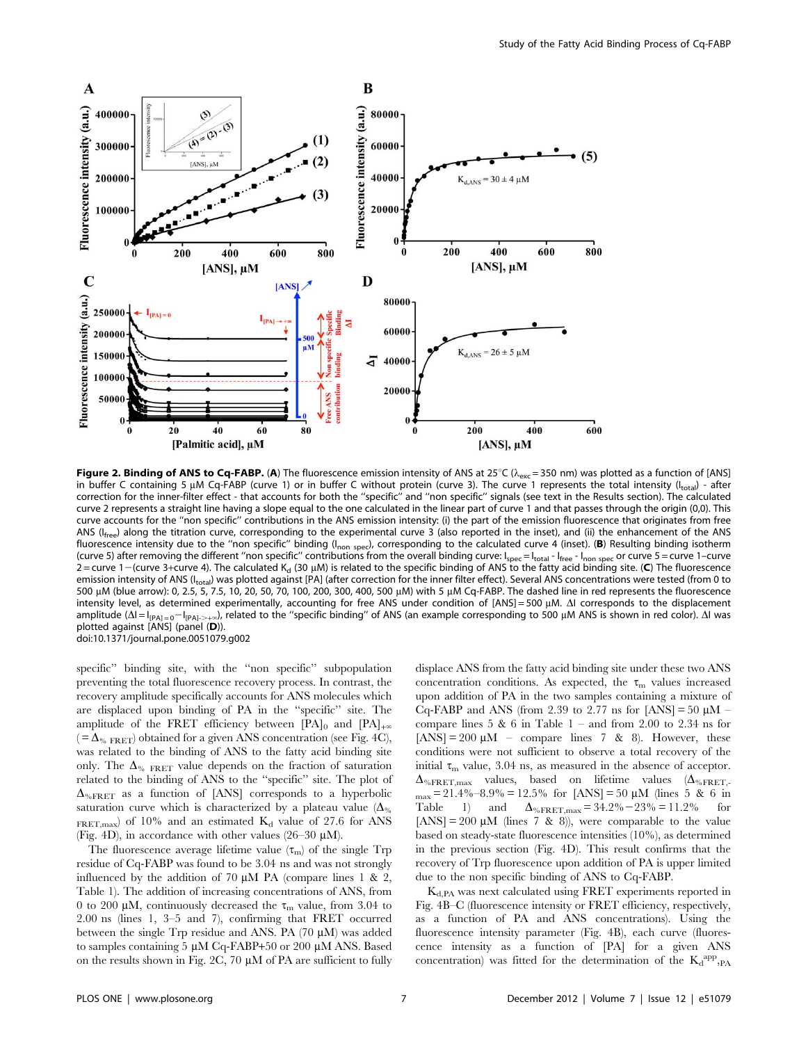**Figure 2. Binding of ANS to Cq-FABP.** (**A**) The fluorescence emission intensity of ANS at 25°C ($\lambda_{exc}$ = 350 nm) was plotted as a function of [ANS] in buffer C containing 5 µM Cq-FABP (curve 1) or in buffer C without protein (curve 3). The curve 1 represents the total intensity ($I_{total}$) - after correction for the inner-filter effect - that accounts for both the "specific" and "non specific" signals (see text in the Results section). The calculated curve 2 represents a straight line having a slope equal to the one calculated in the linear part of curve 1 and that passes through the origin (0,0). This curve accounts for the "non specific" contributions in the ANS emission intensity: (i) the part of the emission fluorescence that originates from free ANS ($I_{free}$) along the titration curve, corresponding to the experimental curve 3 (also reported in the inset), and (ii) the enhancement of the ANS fluorescence intensity due to the "non specific" binding ($I_{non\ spec}$), corresponding to the calculated curve 4 (inset). (**B**) Resulting binding isotherm (curve 5) after removing the different "non specific" contributions from the overall binding curve: $I_{spec} = I_{total} - I_{free} - I_{non\ spec}$ or curve 5 = curve 1–curve 2 = curve 1−(curve 3+curve 4). The calculated $K_d$ (30 µM) is related to the specific binding of ANS to the fatty acid binding site. (**C**) The fluorescence emission intensity of ANS ($I_{total}$) was plotted against [PA] (after correction for the inner filter effect). Several ANS concentrations were tested (from 0 to 500 µM (blue arrow): 0, 2.5, 5, 7.5, 10, 20, 50, 70, 100, 200, 300, 400, 500 µM) with 5 µM Cq-FABP. The dashed line in red represents the fluorescence intensity level, as determined experimentally, accounting for free ANS under condition of [ANS] = 500 µM. ΔI corresponds to the displacement amplitude ($\Delta I = I_{[PA]=0} - I_{[PA]\to+\infty}$), related to the "specific binding" of ANS (an example corresponding to 500 µM ANS is shown in red color). ΔI was plotted against [ANS] (panel (**D**)).
doi:10.1371/journal.pone.0051079.g002

specific" binding site, with the "non specific" subpopulation preventing the total fluorescence recovery process. In contrast, the recovery amplitude specifically accounts for ANS molecules which are displaced upon binding of PA in the "specific" site. The amplitude of the FRET efficiency between $[PA]_0$ and $[PA]_{+\infty}$ ($= \Delta_{\%\ FRET}$) obtained for a given ANS concentration (see Fig. 4C), was related to the binding of ANS to the fatty acid binding site only. The $\Delta_{\%\ FRET}$ value depends on the fraction of saturation related to the binding of ANS to the "specific" site. The plot of $\Delta_{\%FRET}$ as a function of [ANS] corresponds to a hyperbolic saturation curve which is characterized by a plateau value ($\Delta_{\%\ FRET,max}$) of 10% and an estimated $K_d$ value of 27.6 for ANS (Fig. 4D), in accordance with other values (26–30 µM).

The fluorescence average lifetime value ($\tau_m$) of the single Trp residue of Cq-FABP was found to be 3.04 ns and was not strongly influenced by the addition of 70 µM PA (compare lines 1 & 2, Table 1). The addition of increasing concentrations of ANS, from 0 to 200 µM, continuously decreased the $\tau_m$ value, from 3.04 to 2.00 ns (lines 1, 3–5 and 7), confirming that FRET occurred between the single Trp residue and ANS. PA (70 µM) was added to samples containing 5 µM Cq-FABP+50 or 200 µM ANS. Based on the results shown in Fig. 2C, 70 µM of PA are sufficient to fully displace ANS from the fatty acid binding site under these two ANS concentration conditions. As expected, the $\tau_m$ values increased upon addition of PA in the two samples containing a mixture of Cq-FABP and ANS (from 2.39 to 2.77 ns for [ANS] = 50 µM – compare lines 5 & 6 in Table 1 – and from 2.00 to 2.34 ns for [ANS] = 200 µM – compare lines 7 & 8). However, these conditions were not sufficient to observe a total recovery of the initial $\tau_m$ value, 3.04 ns, as measured in the absence of acceptor. $\Delta_{\%FRET,max}$ values, based on lifetime values ($\Delta_{\%FRET,max}$ = 21.4%–8.9% = 12.5% for [ANS] = 50 µM (lines 5 & 6 in Table 1) and $\Delta_{\%FRET,max}$ = 34.2%−23% = 11.2% for [ANS] = 200 µM (lines 7 & 8)), were comparable to the value based on steady-state fluorescence intensities (10%), as determined in the previous section (Fig. 4D). This result confirms that the recovery of Trp fluorescence upon addition of PA is upper limited due to the non specific binding of ANS to Cq-FABP.

$K_{d,PA}$ was next calculated using FRET experiments reported in Fig. 4B–C (fluorescence intensity or FRET efficiency, respectively, as a function of PA and ANS concentrations). Using the fluorescence intensity parameter (Fig. 4B), each curve (fluorescence intensity as a function of [PA] for a given ANS concentration) was fitted for the determination of the $K_d^{app}{}_{,PA}$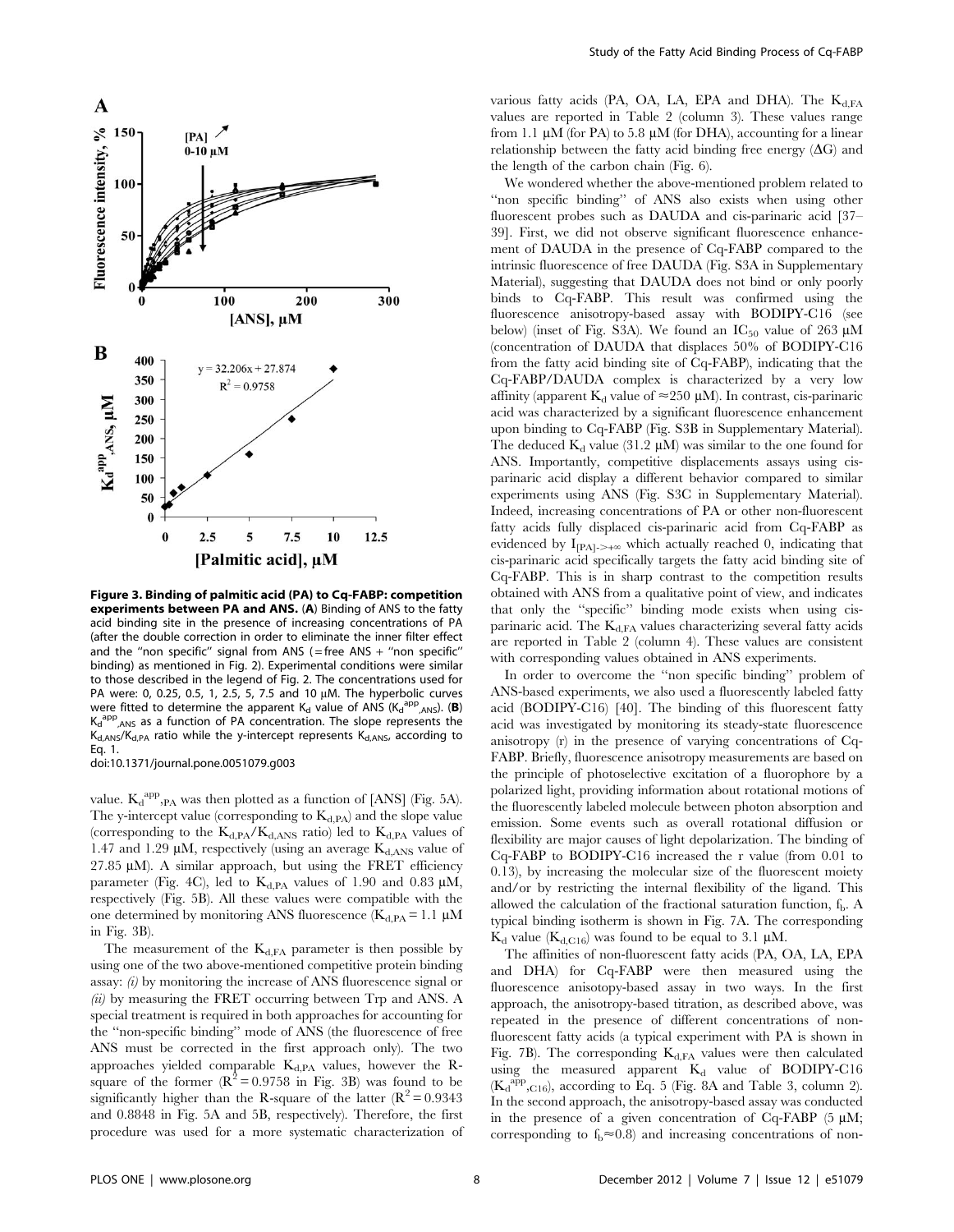**Figure 3. Binding of palmitic acid (PA) to Cq-FABP: competition experiments between PA and ANS.** (**A**) Binding of ANS to the fatty acid binding site in the presence of increasing concentrations of PA (after the double correction in order to eliminate the inner filter effect and the "non specific" signal from ANS (= free ANS + "non specific" binding) as mentioned in Fig. 2). Experimental conditions were similar to those described in the legend of Fig. 2. The concentrations used for PA were: 0, 0.25, 0.5, 1, 2.5, 5, 7.5 and 10 µM. The hyperbolic curves were fitted to determine the apparent $K_d$ value of ANS ($K_d^{app}{}_{,ANS}$). (**B**) $K_d^{app}{}_{,ANS}$ as a function of PA concentration. The slope represents the $K_{d,ANS}/K_{d,PA}$ ratio while the y-intercept represents $K_{d,ANS}$, according to Eq. 1.

doi:10.1371/journal.pone.0051079.g003

value. $K_d^{app}{}_{,PA}$ was then plotted as a function of [ANS] (Fig. 5A). The y-intercept value (corresponding to $K_{d,PA}$) and the slope value (corresponding to the $K_{d,PA}/K_{d,ANS}$ ratio) led to $K_{d,PA}$ values of 1.47 and 1.29 µM, respectively (using an average $K_{d,ANS}$ value of 27.85 µM). A similar approach, but using the FRET efficiency parameter (Fig. 4C), led to $K_{d,PA}$ values of 1.90 and 0.83 µM, respectively (Fig. 5B). All these values were compatible with the one determined by monitoring ANS fluorescence ($K_{d,PA}$ = 1.1 µM in Fig. 3B).

The measurement of the $K_{d,FA}$ parameter is then possible by using one of the two above-mentioned competitive protein binding assay: *(i)* by monitoring the increase of ANS fluorescence signal or *(ii)* by measuring the FRET occurring between Trp and ANS. A special treatment is required in both approaches for accounting for the "non-specific binding" mode of ANS (the fluorescence of free ANS must be corrected in the first approach only). The two approaches yielded comparable $K_{d,PA}$ values, however the R-square of the former ($R^2$ = 0.9758 in Fig. 3B) was found to be significantly higher than the R-square of the latter ($R^2$ = 0.9343 and 0.8848 in Fig. 5A and 5B, respectively). Therefore, the first procedure was used for a more systematic characterization of various fatty acids (PA, OA, LA, EPA and DHA). The $K_{d,FA}$ values are reported in Table 2 (column 3). These values range from 1.1 µM (for PA) to 5.8 µM (for DHA), accounting for a linear relationship between the fatty acid binding free energy (ΔG) and the length of the carbon chain (Fig. 6).

We wondered whether the above-mentioned problem related to "non specific binding" of ANS also exists when using other fluorescent probes such as DAUDA and cis-parinaric acid [37–39]. First, we did not observe significant fluorescence enhancement of DAUDA in the presence of Cq-FABP compared to the intrinsic fluorescence of free DAUDA (Fig. S3A in Supplementary Material), suggesting that DAUDA does not bind or only poorly binds to Cq-FABP. This result was confirmed using the fluorescence anisotropy-based assay with BODIPY-C16 (see below) (inset of Fig. S3A). We found an $IC_{50}$ value of 263 µM (concentration of DAUDA that displaces 50% of BODIPY-C16 from the fatty acid binding site of Cq-FABP), indicating that the Cq-FABP/DAUDA complex is characterized by a very low affinity (apparent $K_d$ value of ≈250 µM). In contrast, cis-parinaric acid was characterized by a significant fluorescence enhancement upon binding to Cq-FABP (Fig. S3B in Supplementary Material). The deduced $K_d$ value (31.2 µM) was similar to the one found for ANS. Importantly, competitive displacements assays using cis-parinaric acid display a different behavior compared to similar experiments using ANS (Fig. S3C in Supplementary Material). Indeed, increasing concentrations of PA or other non-fluorescent fatty acids fully displaced cis-parinaric acid from Cq-FABP as evidenced by $I_{[PA]\rightarrow+\infty}$ which actually reached 0, indicating that cis-parinaric acid specifically targets the fatty acid binding site of Cq-FABP. This is in sharp contrast to the competition results obtained with ANS from a qualitative point of view, and indicates that only the "specific" binding mode exists when using cis-parinaric acid. The $K_{d,FA}$ values characterizing several fatty acids are reported in Table 2 (column 4). These values are consistent with corresponding values obtained in ANS experiments.

In order to overcome the "non specific binding" problem of ANS-based experiments, we also used a fluorescently labeled fatty acid (BODIPY-C16) [40]. The binding of this fluorescent fatty acid was investigated by monitoring its steady-state fluorescence anisotropy (r) in the presence of varying concentrations of Cq-FABP. Briefly, fluorescence anisotropy measurements are based on the principle of photoselective excitation of a fluorophore by a polarized light, providing information about rotational motions of the fluorescently labeled molecule between photon absorption and emission. Some events such as overall rotational diffusion or flexibility are major causes of light depolarization. The binding of Cq-FABP to BODIPY-C16 increased the r value (from 0.01 to 0.13), by increasing the molecular size of the fluorescent moiety and/or by restricting the internal flexibility of the ligand. This allowed the calculation of the fractional saturation function, $f_b$. A typical binding isotherm is shown in Fig. 7A. The corresponding $K_d$ value ($K_{d,C16}$) was found to be equal to 3.1 µM.

The affinities of non-fluorescent fatty acids (PA, OA, LA, EPA and DHA) for Cq-FABP were then measured using the fluorescence anisotopy-based assay in two ways. In the first approach, the anisotropy-based titration, as described above, was repeated in the presence of different concentrations of non-fluorescent fatty acids (a typical experiment with PA is shown in Fig. 7B). The corresponding $K_{d,FA}$ values were then calculated using the measured apparent $K_d$ value of BODIPY-C16 ($K_d^{app}{}_{,C16}$), according to Eq. 5 (Fig. 8A and Table 3, column 2). In the second approach, the anisotropy-based assay was conducted in the presence of a given concentration of Cq-FABP (5 µM; corresponding to $f_b$≈0.8) and increasing concentrations of non-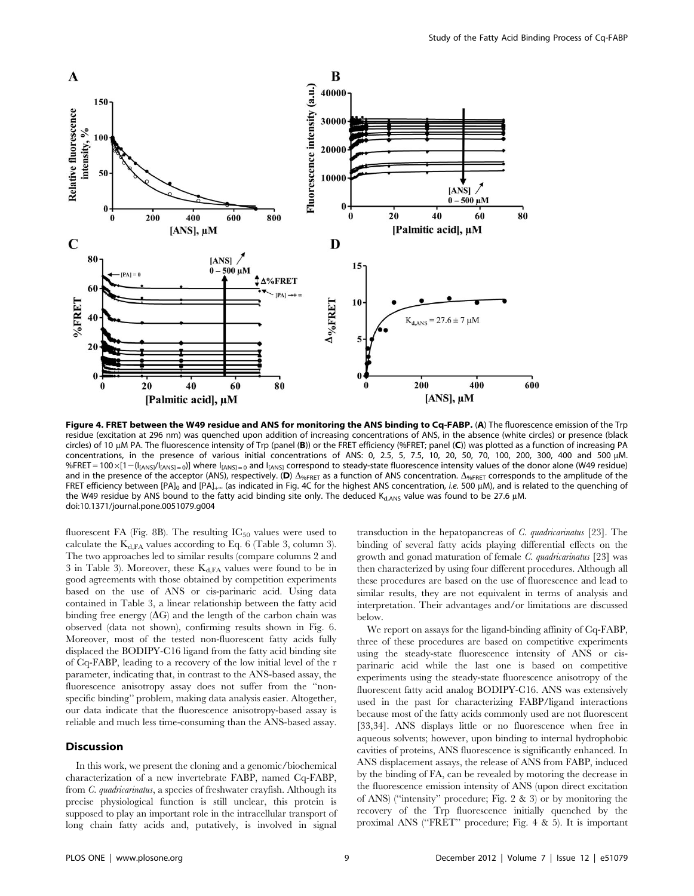**Figure 4. FRET between the W49 residue and ANS for monitoring the ANS binding to Cq-FABP.** (**A**) The fluorescence emission of the Trp residue (excitation at 296 nm) was quenched upon addition of increasing concentrations of ANS, in the absence (white circles) or presence (black circles) of 10 µM PA. The fluorescence intensity of Trp (panel (**B**)) or the FRET efficiency (%FRET; panel (**C**)) was plotted as a function of increasing PA concentrations, in the presence of various initial concentrations of ANS: 0, 2.5, 5, 7.5, 10, 20, 50, 70, 100, 200, 300, 400 and 500 µM. $\%FRET = 100 \times [1-(I_{[ANS]}/I_{[ANS]=0})]$ where $I_{[ANS]=0}$ and $I_{[ANS]}$ correspond to steady-state fluorescence intensity values of the donor alone (W49 residue) and in the presence of the acceptor (ANS), respectively. (**D**) $\Delta_{\%FRET}$ as a function of ANS concentration. $\Delta_{\%FRET}$ corresponds to the amplitude of the FRET efficiency between $[PA]_0$ and $[PA]_{+\infty}$ (as indicated in Fig. 4C for the highest ANS concentration, *i.e.* 500 µM), and is related to the quenching of the W49 residue by ANS bound to the fatty acid binding site only. The deduced $K_{d,ANS}$ value was found to be 27.6 µM.
doi:10.1371/journal.pone.0051079.g004

fluorescent FA (Fig. 8B). The resulting $IC_{50}$ values were used to calculate the $K_{d,FA}$ values according to Eq. 6 (Table 3, column 3). The two approaches led to similar results (compare columns 2 and 3 in Table 3). Moreover, these $K_{d,FA}$ values were found to be in good agreements with those obtained by competition experiments based on the use of ANS or cis-parinaric acid. Using data contained in Table 3, a linear relationship between the fatty acid binding free energy ($\Delta G$) and the length of the carbon chain was observed (data not shown), confirming results shown in Fig. 6. Moreover, most of the tested non-fluorescent fatty acids fully displaced the BODIPY-C16 ligand from the fatty acid binding site of Cq-FABP, leading to a recovery of the low initial level of the r parameter, indicating that, in contrast to the ANS-based assay, the fluorescence anisotropy assay does not suffer from the "non-specific binding" problem, making data analysis easier. Altogether, our data indicate that the fluorescence anisotropy-based assay is reliable and much less time-consuming than the ANS-based assay.

## Discussion

In this work, we present the cloning and a genomic/biochemical characterization of a new invertebrate FABP, named Cq-FABP, from *C. quadricarinatus*, a species of freshwater crayfish. Although its precise physiological function is still unclear, this protein is supposed to play an important role in the intracellular transport of long chain fatty acids and, putatively, is involved in signal transduction in the hepatopancreas of *C. quadricarinatus* [23]. The binding of several fatty acids playing differential effects on the growth and gonad maturation of female *C. quadricarinatus* [23] was then characterized by using four different procedures. Although all these procedures are based on the use of fluorescence and lead to similar results, they are not equivalent in terms of analysis and interpretation. Their advantages and/or limitations are discussed below.

We report on assays for the ligand-binding affinity of Cq-FABP, three of these procedures are based on competitive experiments using the steady-state fluorescence intensity of ANS or cis-parinaric acid while the last one is based on competitive experiments using the steady-state fluorescence anisotropy of the fluorescent fatty acid analog BODIPY-C16. ANS was extensively used in the past for characterizing FABP/ligand interactions because most of the fatty acids commonly used are not fluorescent [33,34]. ANS displays little or no fluorescence when free in aqueous solvents; however, upon binding to internal hydrophobic cavities of proteins, ANS fluorescence is significantly enhanced. In ANS displacement assays, the release of ANS from FABP, induced by the binding of FA, can be revealed by motoring the decrease in the fluorescence emission intensity of ANS (upon direct excitation of ANS) ("intensity" procedure; Fig. 2 & 3) or by monitoring the recovery of the Trp fluorescence initially quenched by the proximal ANS ("FRET" procedure; Fig. 4 & 5). It is important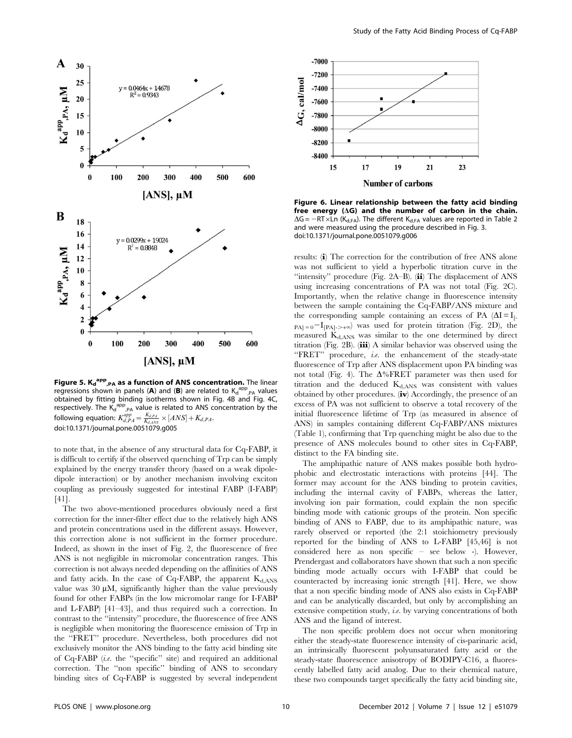**Figure 5. $K_d^{app}{}_{,PA}$ as a function of ANS concentration.** The linear regressions shown in panels (**A**) and (**B**) are related to $K_d^{app}{}_{,PA}$ values obtained by fitting binding isotherms shown in Fig. 4B and Fig. 4C, respectively. The $K_d^{app}{}_{,PA}$ value is related to ANS concentration by the following equation: $K_{d,PA}^{app} = \frac{K_{d,PA}}{K_{d,ANS}} \times [ANS] + K_{d,PA}$.
doi:10.1371/journal.pone.0051079.g005

**Figure 6. Linear relationship between the fatty acid binding free energy (ΔG) and the number of carbon in the chain.** $\Delta G = -RT \times Ln\ (K_{d,FA})$. The different $K_{d,FA}$ values are reported in Table 2 and were measured using the procedure described in Fig. 3.
doi:10.1371/journal.pone.0051079.g006

to note that, in the absence of any structural data for Cq-FABP, it is difficult to certify if the observed quenching of Trp can be simply explained by the energy transfer theory (based on a weak dipole-dipole interaction) or by another mechanism involving exciton coupling as previously suggested for intestinal FABP (I-FABP) [41].

The two above-mentioned procedures obviously need a first correction for the inner-filter effect due to the relatively high ANS and protein concentrations used in the different assays. However, this correction alone is not sufficient in the former procedure. Indeed, as shown in the inset of Fig. 2, the fluorescence of free ANS is not negligible in micromolar concentration ranges. This correction is not always needed depending on the affinities of ANS and fatty acids. In the case of Cq-FABP, the apparent $K_{d,ANS}$ value was 30 µM, significantly higher than the value previously found for other FABPs (in the low micromolar range for I-FABP and L-FABP) [41–43], and thus required such a correction. In contrast to the "intensity" procedure, the fluorescence of free ANS is negligible when monitoring the fluorescence emission of Trp in the "FRET" procedure. Nevertheless, both procedures did not exclusively monitor the ANS binding to the fatty acid binding site of Cq-FABP (*i.e.* the "specific" site) and required an additional correction. The "non specific" binding of ANS to secondary binding sites of Cq-FABP is suggested by several independent results: (**i**) The correction for the contribution of free ANS alone was not sufficient to yield a hyperbolic titration curve in the "intensity" procedure (Fig. 2A–B). (**ii**) The displacement of ANS using increasing concentrations of PA was not total (Fig. 2C). Importantly, when the relative change in fluorescence intensity between the sample containing the Cq-FABP/ANS mixture and the corresponding sample containing an excess of PA ($\Delta I = I_{[PA]=0} - I_{[PA]->+\infty}$) was used for protein titration (Fig. 2D), the measured $K_{d,ANS}$ was similar to the one determined by direct titration (Fig. 2B). (**iii**) A similar behavior was observed using the "FRET" procedure, *i.e.* the enhancement of the steady-state fluorescence of Trp after ANS displacement upon PA binding was not total (Fig. 4). The Δ%FRET parameter was then used for titration and the deduced $K_{d,ANS}$ was consistent with values obtained by other procedures. (**iv**) Accordingly, the presence of an excess of PA was not sufficient to observe a total recovery of the initial fluorescence lifetime of Trp (as measured in absence of ANS) in samples containing different Cq-FABP/ANS mixtures (Table 1), confirming that Trp quenching might be also due to the presence of ANS molecules bound to other sites in Cq-FABP, distinct to the FA binding site.

The amphipathic nature of ANS makes possible both hydrophobic and electrostatic interactions with proteins [44]. The former may account for the ANS binding to protein cavities, including the internal cavity of FABPs, whereas the latter, involving ion pair formation, could explain the non specific binding mode with cationic groups of the protein. Non specific binding of ANS to FABP, due to its amphipathic nature, was rarely observed or reported (the 2:1 stoichiometry previously reported for the binding of ANS to L-FABP [45,46] is not considered here as non specific – see below -). However, Prendergast and collaborators have shown that such a non specific binding mode actually occurs with I-FABP that could be counteracted by increasing ionic strength [41]. Here, we show that a non specific binding mode of ANS also exists in Cq-FABP and can be analytically discarded, but only by accomplishing an extensive competition study, *i.e.* by varying concentrations of both ANS and the ligand of interest.

The non specific problem does not occur when monitoring either the steady-state fluorescence intensity of cis-parinaric acid, an intrinsically fluorescent polyunsaturated fatty acid or the steady-state fluorescence anisotropy of BODIPY-C16, a fluorescently labelled fatty acid analog. Due to their chemical nature, these two compounds target specifically the fatty acid binding site,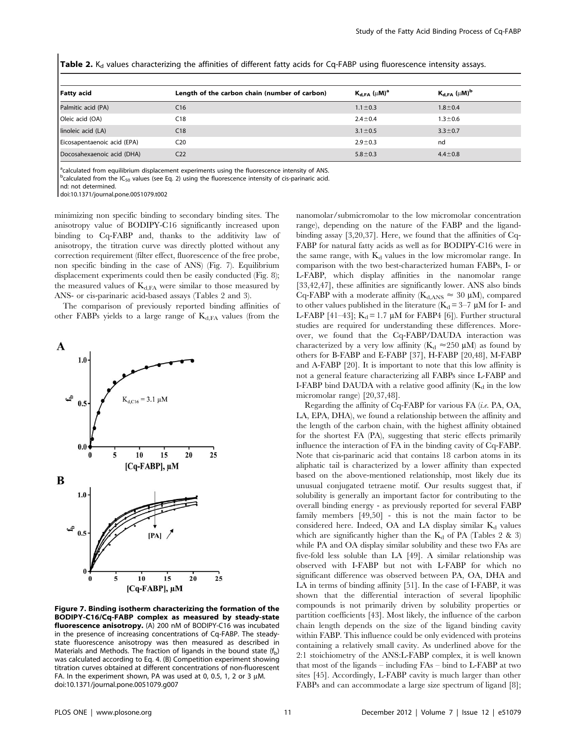**Table 2.** $K_d$ values characterizing the affinities of different fatty acids for Cq-FABP using fluorescence intensity assays.

| Fatty acid | Length of the carbon chain (number of carbon) | $K_{d,FA}$ (μM)[a] | $K_{d,FA}$ (μM)[b] |
|---|---|---|---|
| Palmitic acid (PA) | C16 | 1.1±0.3 | 1.8±0.4 |
| Oleic acid (OA) | C18 | 2.4±0.4 | 1.3±0.6 |
| linoleic acid (LA) | C18 | 3.1±0.5 | 3.3±0.7 |
| Eicosapentaenoic acid (EPA) | C20 | 2.9±0.3 | nd |
| Docosahexaenoic acid (DHA) | C22 | 5.8±0.3 | 4.4±0.8 |

[a]calculated from equilibrium displacement experiments using the fluorescence intensity of ANS.
[b]calculated from the $IC_{50}$ values (see Eq. 2) using the fluorescence intensity of cis-parinaric acid.
nd: not determined.
doi:10.1371/journal.pone.0051079.t002

minimizing non specific binding to secondary binding sites. The anisotropy value of BODIPY-C16 significantly increased upon binding to Cq-FABP and, thanks to the additivity law of anisotropy, the titration curve was directly plotted without any correction requirement (filter effect, fluorescence of the free probe, non specific binding in the case of ANS) (Fig. 7). Equilibrium displacement experiments could then be easily conducted (Fig. 8); the measured values of $K_{d,FA}$ were similar to those measured by ANS- or cis-parinaric acid-based assays (Tables 2 and 3).

The comparison of previously reported binding affinities of other FABPs yields to a large range of $K_{d,FA}$ values (from the nanomolar/submicromolar to the low micromolar concentration range), depending on the nature of the FABP and the ligand-binding assay [3,20,37]. Here, we found that the affinities of Cq-FABP for natural fatty acids as well as for BODIPY-C16 were in the same range, with $K_d$ values in the low micromolar range. In comparison with the two best-characterized human FABPs, I- or L-FABP, which display affinities in the nanomolar range [33,42,47], these affinities are significantly lower. ANS also binds Cq-FABP with a moderate affinity ($K_{d,ANS} \approx 30$ μM), compared to other values published in the literature ($K_d = 3$–$7$ μM for I- and L-FABP [41–43]; $K_d = 1.7$ μM for FABP4 [6]). Further structural studies are required for understanding these differences. Moreover, we found that the Cq-FABP/DAUDA interaction was characterized by a very low affinity ($K_d \approx 250$ μM) as found by others for B-FABP and E-FABP [37], H-FABP [20,48], M-FABP and A-FABP [20]. It is important to note that this low affinity is not a general feature characterizing all FABPs since L-FABP and I-FABP bind DAUDA with a relative good affinity ($K_d$ in the low micromolar range) [20,37,48].

Regarding the affinity of Cq-FABP for various FA (*i.e.* PA, OA, LA, EPA, DHA), we found a relationship between the affinity and the length of the carbon chain, with the highest affinity obtained for the shortest FA (PA), suggesting that steric effects primarily influence the interaction of FA in the binding cavity of Cq-FABP. Note that cis-parinaric acid that contains 18 carbon atoms in its aliphatic tail is characterized by a lower affinity than expected based on the above-mentioned relationship, most likely due its unusual conjugated tetraene motif. Our results suggest that, if solubility is generally an important factor for contributing to the overall binding energy - as previously reported for several FABP family members [49,50] - this is not the main factor to be considered here. Indeed, OA and LA display similar $K_d$ values which are significantly higher than the $K_d$ of PA (Tables 2 & 3) while PA and OA display similar solubility and these two FAs are five-fold less soluble than LA [49]. A similar relationship was observed with I-FABP but not with L-FABP for which no significant difference was observed between PA, OA, DHA and LA in terms of binding affinity [51]. In the case of I-FABP, it was shown that the differential interaction of several lipophilic compounds is not primarily driven by solubility properties or partition coefficients [43]. Most likely, the influence of the carbon chain length depends on the size of the ligand binding cavity within FABP. This influence could be only evidenced with proteins containing a relatively small cavity. As underlined above for the 2:1 stoichiometry of the ANS:L-FABP complex, it is well known that most of the ligands – including FAs – bind to L-FABP at two sites [45]. Accordingly, L-FABP cavity is much larger than other FABPs and can accommodate a large size spectrum of ligand [8];

**Figure 7. Binding isotherm characterizing the formation of the BODIPY-C16/Cq-FABP complex as measured by steady-state fluorescence anisotropy.** (A) 200 nM of BODIPY-C16 was incubated in the presence of increasing concentrations of Cq-FABP. The steady-state fluorescence anisotropy was then measured as described in Materials and Methods. The fraction of ligands in the bound state ($f_b$) was calculated according to Eq. 4. (B) Competition experiment showing titration curves obtained at different concentrations of non-fluorescent FA. In the experiment shown, PA was used at 0, 0.5, 1, 2 or 3 μM.
doi:10.1371/journal.pone.0051079.g007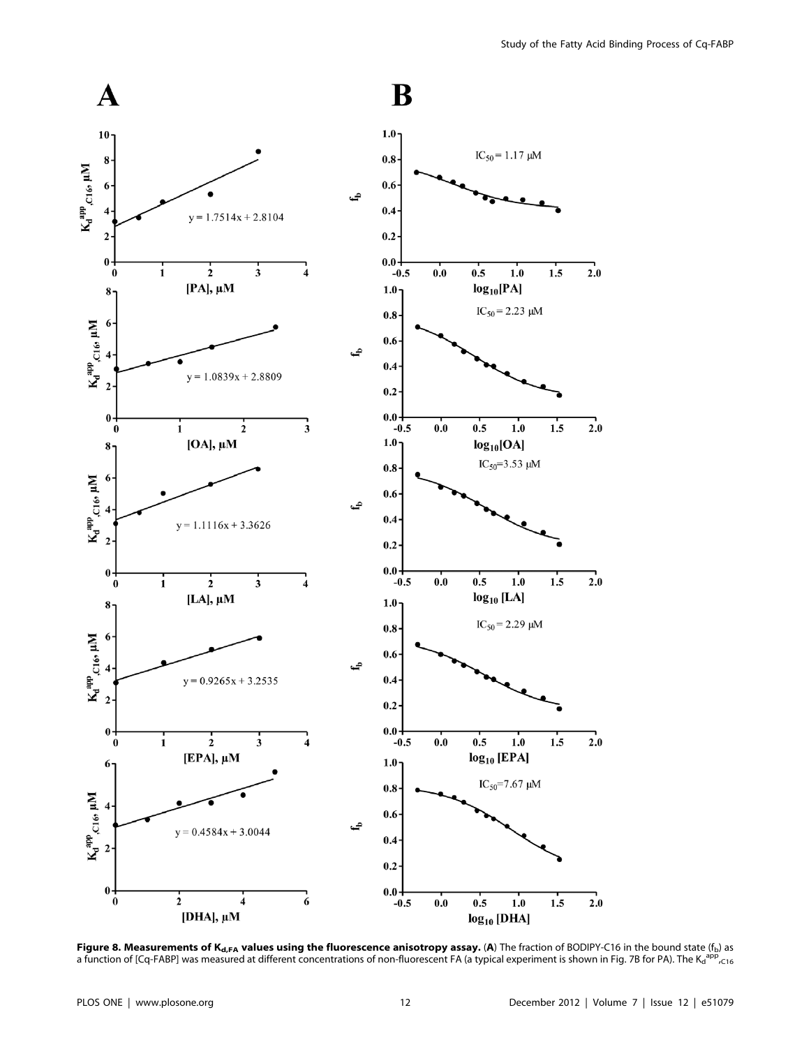**Figure 8. Measurements of $K_{d,FA}$ values using the fluorescence anisotropy assay.** (**A**) The fraction of BODIPY-C16 in the bound state ($f_b$) as a function of [Cq-FABP] was measured at different concentrations of non-fluorescent FA (a typical experiment is shown in Fig. 7B for PA). The $K_d^{app}{}_{,C16}$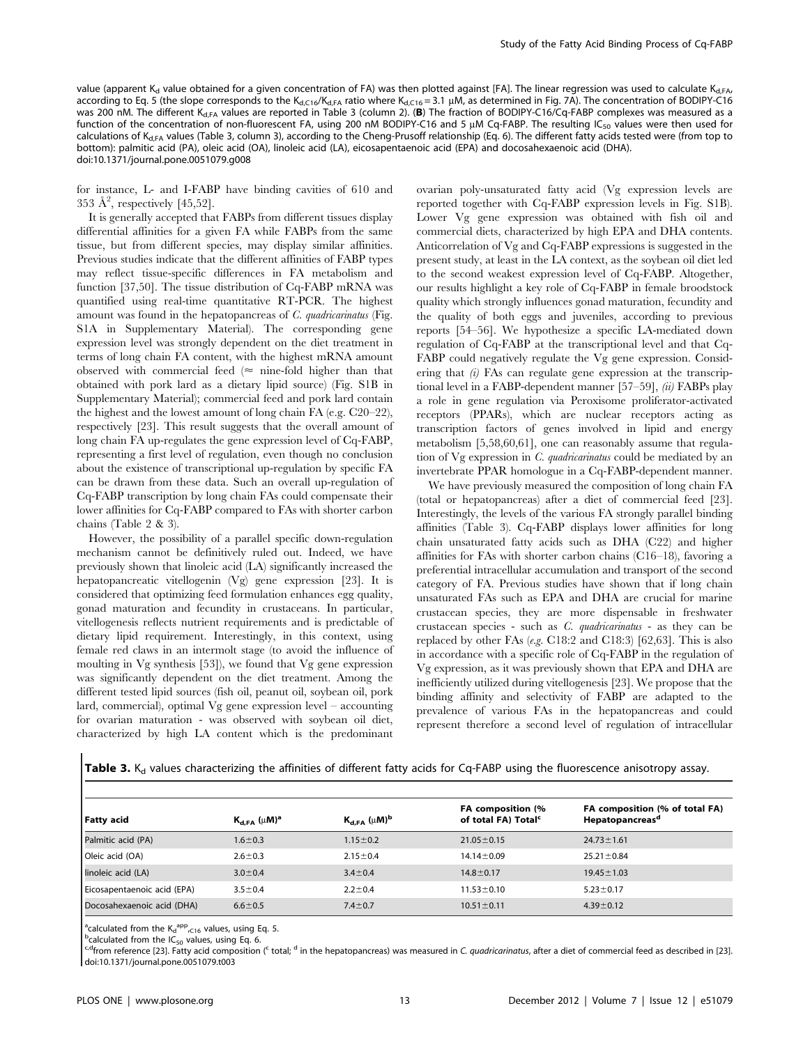value (apparent $K_d$ value obtained for a given concentration of FA) was then plotted against [FA]. The linear regression was used to calculate $K_{d,FA}$, according to Eq. 5 (the slope corresponds to the $K_{d,C16}/K_{d,FA}$ ratio where $K_{d,C16} = 3.1$ µM, as determined in Fig. 7A). The concentration of BODIPY-C16 was 200 nM. The different $K_{d,FA}$ values are reported in Table 3 (column 2). (**B**) The fraction of BODIPY-C16/Cq-FABP complexes was measured as a function of the concentration of non-fluorescent FA, using 200 nM BODIPY-C16 and 5 µM Cq-FABP. The resulting $IC_{50}$ values were then used for calculations of $K_{d,FA}$ values (Table 3, column 3), according to the Cheng-Prusoff relationship (Eq. 6). The different fatty acids tested were (from top to bottom): palmitic acid (PA), oleic acid (OA), linoleic acid (LA), eicosapentaenoic acid (EPA) and docosahexaenoic acid (DHA).
doi:10.1371/journal.pone.0051079.g008

for instance, L- and I-FABP have binding cavities of 610 and 353 Å$^2$, respectively [45,52].

It is generally accepted that FABPs from different tissues display differential affinities for a given FA while FABPs from the same tissue, but from different species, may display similar affinities. Previous studies indicate that the different affinities of FABP types may reflect tissue-specific differences in FA metabolism and function [37,50]. The tissue distribution of Cq-FABP mRNA was quantified using real-time quantitative RT-PCR. The highest amount was found in the hepatopancreas of *C. quadricarinatus* (Fig. S1A in Supplementary Material). The corresponding gene expression level was strongly dependent on the diet treatment in terms of long chain FA content, with the highest mRNA amount observed with commercial feed (≈ nine-fold higher than that obtained with pork lard as a dietary lipid source) (Fig. S1B in Supplementary Material); commercial feed and pork lard contain the highest and the lowest amount of long chain FA (e.g. C20–22), respectively [23]. This result suggests that the overall amount of long chain FA up-regulates the gene expression level of Cq-FABP, representing a first level of regulation, even though no conclusion about the existence of transcriptional up-regulation by specific FA can be drawn from these data. Such an overall up-regulation of Cq-FABP transcription by long chain FAs could compensate their lower affinities for Cq-FABP compared to FAs with shorter carbon chains (Table 2 & 3).

However, the possibility of a parallel specific down-regulation mechanism cannot be definitively ruled out. Indeed, we have previously shown that linoleic acid (LA) significantly increased the hepatopancreatic vitellogenin (Vg) gene expression [23]. It is considered that optimizing feed formulation enhances egg quality, gonad maturation and fecundity in crustaceans. In particular, vitellogenesis reflects nutrient requirements and is predictable of dietary lipid requirement. Interestingly, in this context, using female red claws in an intermolt stage (to avoid the influence of moulting in Vg synthesis [53]), we found that Vg gene expression was significantly dependent on the diet treatment. Among the different tested lipid sources (fish oil, peanut oil, soybean oil, pork lard, commercial), optimal Vg gene expression level – accounting for ovarian maturation - was observed with soybean oil diet, characterized by high LA content which is the predominant ovarian poly-unsaturated fatty acid (Vg expression levels are reported together with Cq-FABP expression levels in Fig. S1B). Lower Vg gene expression was obtained with fish oil and commercial diets, characterized by high EPA and DHA contents. Anticorrelation of Vg and Cq-FABP expressions is suggested in the present study, at least in the LA context, as the soybean oil diet led to the second weakest expression level of Cq-FABP. Altogether, our results highlight a key role of Cq-FABP in female broodstock quality which strongly influences gonad maturation, fecundity and the quality of both eggs and juveniles, according to previous reports [54–56]. We hypothesize a specific LA-mediated down regulation of Cq-FABP at the transcriptional level and that Cq-FABP could negatively regulate the Vg gene expression. Considering that *(i)* FAs can regulate gene expression at the transcriptional level in a FABP-dependent manner [57–59], *(ii)* FABPs play a role in gene regulation via Peroxisome proliferator-activated receptors (PPARs), which are nuclear receptors acting as transcription factors of genes involved in lipid and energy metabolism [5,58,60,61], one can reasonably assume that regulation of Vg expression in *C. quadricarinatus* could be mediated by an invertebrate PPAR homologue in a Cq-FABP-dependent manner.

We have previously measured the composition of long chain FA (total or hepatopancreas) after a diet of commercial feed [23]. Interestingly, the levels of the various FA strongly parallel binding affinities (Table 3). Cq-FABP displays lower affinities for long chain unsaturated fatty acids such as DHA (C22) and higher affinities for FAs with shorter carbon chains (C16–18), favoring a preferential intracellular accumulation and transport of the second category of FA. Previous studies have shown that if long chain unsaturated FAs such as EPA and DHA are crucial for marine crustacean species, they are more dispensable in freshwater crustacean species - such as *C. quadricarinatus* - as they can be replaced by other FAs (*e.g.* C18:2 and C18:3) [62,63]. This is also in accordance with a specific role of Cq-FABP in the regulation of Vg expression, as it was previously shown that EPA and DHA are inefficiently utilized during vitellogenesis [23]. We propose that the binding affinity and selectivity of FABP are adapted to the prevalence of various FAs in the hepatopancreas and could represent therefore a second level of regulation of intracellular

**Table 3.** $K_d$ values characterizing the affinities of different fatty acids for Cq-FABP using the fluorescence anisotropy assay.

| Fatty acid | $K_{d,FA}$ (µM)[a] | $K_{d,FA}$ (µM)[b] | FA composition (% of total FA) Total[c] | FA composition (% of total FA) Hepatopancreas[d] |
|---|---|---|---|---|
| Palmitic acid (PA) | 1.6±0.3 | 1.15±0.2 | 21.05±0.15 | 24.73±1.61 |
| Oleic acid (OA) | 2.6±0.3 | 2.15±0.4 | 14.14±0.09 | 25.21±0.84 |
| linoleic acid (LA) | 3.0±0.4 | 3.4±0.4 | 14.8±0.17 | 19.45±1.03 |
| Eicosapentaenoic acid (EPA) | 3.5±0.4 | 2.2±0.4 | 11.53±0.10 | 5.23±0.17 |
| Docosahexaenoic acid (DHA) | 6.6±0.5 | 7.4±0.7 | 10.51±0.11 | 4.39±0.12 |

[a]calculated from the $K_d^{app}{}_{,C16}$ values, using Eq. 5.
[b]calculated from the $IC_{50}$ values, using Eq. 6.
[c,d]from reference [23]. Fatty acid composition ([c] total; [d] in the hepatopancreas) was measured in *C. quadricarinatus*, after a diet of commercial feed as described in [23].
doi:10.1371/journal.pone.0051079.t003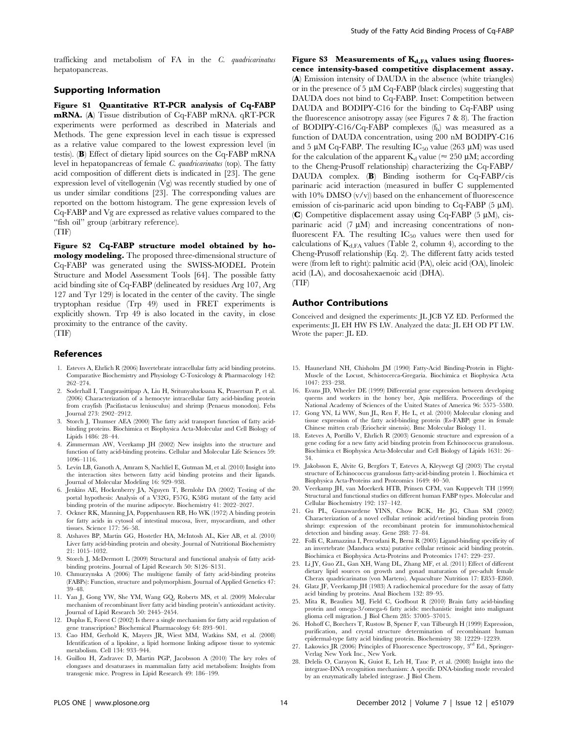trafficking and metabolism of FA in the *C. quadricarinatus* hepatopancreas.

## Supporting Information

**Figure S1 Quantitative RT-PCR analysis of Cq-FABP mRNA.** (**A**) Tissue distribution of Cq-FABP mRNA. qRT-PCR experiments were performed as described in Materials and Methods. The gene expression level in each tissue is expressed as a relative value compared to the lowest expression level (in testis). (**B**) Effect of dietary lipid sources on the Cq-FABP mRNA level in hepatopancreas of female *C. quadricarinatus* (top). The fatty acid composition of different diets is indicated in [23]. The gene expression level of vitellogenin (Vg) was recently studied by one of us under similar conditions [23]. The corresponding values are reported on the bottom histogram. The gene expression levels of Cq-FABP and Vg are expressed as relative values compared to the "fish oil" group (arbitrary reference).
(TIF)

**Figure S2 Cq-FABP structure model obtained by homology modeling.** The proposed three-dimensional structure of Cq-FABP was generated using the SWISS-MODEL Protein Structure and Model Assessment Tools [64]. The possible fatty acid binding site of Cq-FABP (delineated by residues Arg 107, Arg 127 and Tyr 129) is located in the center of the cavity. The single tryptophan residue (Trp 49) used in FRET experiments is explicitly shown. Trp 49 is also located in the cavity, in close proximity to the entrance of the cavity.
(TIF)

**Figure S3 Measurements of $K_{d,FA}$ values using fluorescence intensity-based competitive displacement assay.** (**A**) Emission intensity of DAUDA in the absence (white triangles) or in the presence of 5 μM Cq-FABP (black circles) suggesting that DAUDA does not bind to Cq-FABP. Inset: Competition between DAUDA and BODIPY-C16 for the binding to Cq-FABP using the fluorescence anisotropy assay (see Figures 7 & 8). The fraction of BODIPY-C16/Cq-FABP complexes ($f_b$) was measured as a function of DAUDA concentration, using 200 nM BODIPY-C16 and 5 μM Cq-FABP. The resulting $IC_{50}$ value (263 μM) was used for the calculation of the apparent $K_d$ value (≈ 250 μM; according to the Cheng-Prusoff relationship) characterizing the Cq-FABP/DAUDA complex. (**B**) Binding isotherm for Cq-FABP/cis parinaric acid interaction (measured in buffer C supplemented with 10% DMSO (v/v)) based on the enhancement of fluorescence emission of cis-parinaric acid upon binding to Cq-FABP (5 μM). (**C**) Competitive displacement assay using Cq-FABP (5 μM), cis-parinaric acid (7 μM) and increasing concentrations of non-fluorescent FA. The resulting $IC_{50}$ values were then used for calculations of $K_{d,FA}$ values (Table 2, column 4), according to the Cheng-Prusoff relationship (Eq. 2). The different fatty acids tested were (from left to right): palmitic acid (PA), oleic acid (OA), linoleic acid (LA), and docosahexaenoic acid (DHA).
(TIF)

## Author Contributions

Conceived and designed the experiments: JL JCB YZ ED. Performed the experiments: JL EH HW FS LW. Analyzed the data: JL EH OD PT LW. Wrote the paper: JL ED.

## References

1. Esteves A, Ehrlich R (2006) Invertebrate intracellular fatty acid binding proteins. Comparative Biochemistry and Physiology C-Toxicology & Pharmacology 142: 262–274.
2. Soderhall I, Tangprasittipap A, Liu H, Sritunyalucksana K, Prasertsan P, et al. (2006) Characterization of a hemocyte intracellular fatty acid-binding protein from crayfish (Pacifastacus leniusculus) and shrimp (Penaeus monodon). Febs Journal 273: 2902–2912.
3. Storch J, Thumser AEA (2000) The fatty acid transport function of fatty acid-binding proteins. Biochimica et Biophysica Acta-Molecular and Cell Biology of Lipids 1486: 28–44.
4. Zimmerman AW, Veerkamp JH (2002) New insights into the structure and function of fatty acid-binding proteins. Cellular and Molecular Life Sciences 59: 1096–1116.
5. Levin LB, Ganoth A, Amram S, Nachliel E, Gutman M, et al. (2010) Insight into the interaction sites between fatty acid binding proteins and their ligands. Journal of Molecular Modeling 16: 929–938.
6. Jenkins AE, Hockenberry JA, Nguyen T, Bernlohr DA (2002) Testing of the portal hypothesis: Analysis of a V32G, F57G, K58G mutant of the fatty acid binding protein of the murine adipocyte. Biochemistry 41: 2022–2027.
7. Ockner RK, Manning JA, Poppenhausen RB, Ho WK (1972) A binding protein for fatty acids in cytosol of intestinal mucosa, liver, myocardium, and other tissues. Science 177: 56–58.
8. Atshaves BP, Martin GG, Hostetler HA, McIntosh AL, Kier AB, et al. (2010) Liver fatty acid-binding protein and obesity. Journal of Nutritional Biochemistry 21: 1015–1032.
9. Storch J, McDermott L (2009) Structural and functional analysis of fatty acid-binding proteins. Journal of Lipid Research 50: S126–S131.
10. Chmurzynska A (2006) The multigene family of fatty acid-binding proteins (FABPs): Function, structure and polymorphism. Journal of Applied Genetics 47: 39–48.
11. Yan J, Gong YW, She YM, Wang GQ, Roberts MS, et al. (2009) Molecular mechanism of recombinant liver fatty acid binding protein's antioxidant activity. Journal of Lipid Research 50: 2445–2454.
12. Duplus E, Forest C (2002) Is there a single mechanism for fatty acid regulation of gene transcription? Biochemical Pharmacology 64: 893–901.
13. Cao HM, Gerhold K, Mayers JR, Wiest MM, Watkins SM, et al. (2008) Identification of a lipokine, a lipid hormone linking adipose tissue to systemic metabolism. Cell 134: 933–944.
14. Guillou H, Zadravec D, Martin PGP, Jacobsson A (2010) The key roles of elongases and desaturases in mammalian fatty acid metabolism: Insights from transgenic mice. Progress in Lipid Research 49: 186–199.
15. Haunerland NH, Chisholm JM (1990) Fatty-Acid Binding-Protein in Flight-Muscle of the Locust, Schistocerca-Gregaria. Biochimica et Biophysica Acta 1047: 233–238.
16. Evans JD, Wheeler DE (1999) Differential gene expression between developing queens and workers in the honey bee, Apis mellifera. Proceedings of the National Academy of Sciences of the United States of America 96: 5575–5580.
17. Gong YN, Li WW, Sun JL, Ren F, He L, et al. (2010) Molecular cloning and tissue expression of the fatty acid-binding protein (Es-FABP) gene in female Chinese mitten crab (Eriocheir sinensis). Bmc Molecular Biology 11.
18. Esteves A, Portillo V, Ehrlich R (2003) Genomic structure and expression of a gene coding for a new fatty acid binding protein from Echinococcus granulosus. Biochimica et Biophysica Acta-Molecular and Cell Biology of Lipids 1631: 26–34.
19. Jakobsson E, Alvite G, Bergfors T, Esteves A, Kleywegt GJ (2003) The crystal structure of Echinococcus granulosus fatty-acid-binding protein 1. Biochimica et Biophysica Acta-Proteins and Proteomics 1649: 40–50.
20. Veerkamp JH, van Moerkerk HTB, Prinsen CFM, van Kuppevelt TH (1999) Structural and functional studies on different human FABP types. Molecular and Cellular Biochemistry 192: 137–142.
21. Gu PL, Gunawardene YINS, Chow BCK, He JG, Chan SM (2002) Characterization of a novel cellular retinoic acid/retinol binding protein from shrimp: expression of the recombinant protein for immunohistochemical detection and binding assay. Gene 288: 77–84.
22. Folli C, Ramazzina I, Percudani R, Berni R (2005) Ligand-binding specificity of an invertebrate (Manduca sexta) putative cellular retinoic acid binding protein. Biochimica et Biophysica Acta-Proteins and Proteomics 1747: 229–237.
23. Li JY, Guo ZL, Gan XH, Wang DL, Zhang MF, et al. (2011) Effect of different dietary lipid sources on growth and gonad maturation of pre-adult female Cherax quadricarinatus (von Martens). Aquaculture Nutrition 17: E853–E860.
24. Glatz JF, Veerkamp JH (1983) A radiochemical procedure for the assay of fatty acid binding by proteins. Anal Biochem 132: 89–95.
25. Mita R, Beaulieu MJ, Field C, Godbout R (2010) Brain fatty acid-binding protein and omega-3/omega-6 fatty acids: mechanistic insight into malignant glioma cell migration. J Biol Chem 285: 37005–37015.
26. Hohoff C, Borchers T, Rustow B, Spener F, van Tilbeurgh H (1999) Expression, purification, and crystal structure determination of recombinant human epidermal-type fatty acid binding protein. Biochemistry 38: 12229–12239.
27. Lakowicz JR (2006) Principles of Fluorescence Spectroscopy, 3rd Ed., Springer-Verlag New York Inc., New York.
28. Delelis O, Carayon K, Guiot E, Leh H, Tauc P, et al. (2008) Insight into the integrase-DNA recognition mechanism: A specific DNA-binding mode revealed by an enzymatically labeled integrase. J Biol Chem.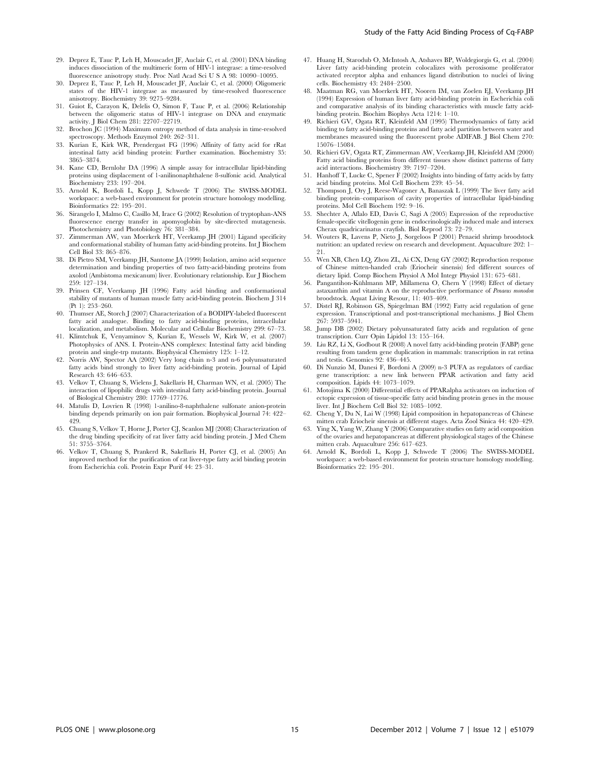29. Deprez E, Tauc P, Leh H, Mouscadet JF, Auclair C, et al. (2001) DNA binding induces dissociation of the multimeric form of HIV-1 integrase: a time-resolved fluorescence anisotropy study. Proc Natl Acad Sci U S A 98: 10090–10095.
30. Deprez E, Tauc P, Leh H, Mouscadet JF, Auclair C, et al. (2000) Oligomeric states of the HIV-1 integrase as measured by time-resolved fluorescence anisotropy. Biochemistry 39: 9275–9284.
31. Guiot E, Carayon K, Delelis O, Simon F, Tauc P, et al. (2006) Relationship between the oligomeric status of HIV-1 integrase on DNA and enzymatic activity. J Biol Chem 281: 22707–22719.
32. Brochon JC (1994) Maximum entropy method of data analysis in time-resolved spectroscopy. Methods Enzymol 240: 262–311.
33. Kurian E, Kirk WR, Prendergast FG (1996) Affinity of fatty acid for rRat intestinal fatty acid binding protein: Further examination. Biochemistry 35: 3865–3874.
34. Kane CD, Bernlohr DA (1996) A simple assay for intracellular lipid-binding proteins using displacement of 1-anilinonaphthalene 8-sulfonic acid. Analytical Biochemistry 233: 197–204.
35. Arnold K, Bordoli L, Kopp J, Schwede T (2006) The SWISS-MODEL workspace: a web-based environment for protein structure homology modelling. Bioinformatics 22: 195–201.
36. Sirangelo I, Malmo C, Casillo M, Irace G (2002) Resolution of tryptophan-ANS fluorescence energy transfer in apomyoglobin by site-directed mutagenesis. Photochemistry and Photobiology 76: 381–384.
37. Zimmerman AW, van Moerkerk HT, Veerkamp JH (2001) Ligand specificity and conformational stability of human fatty acid-binding proteins. Int J Biochem Cell Biol 33: 865–876.
38. Di Pietro SM, Veerkamp JH, Santome JA (1999) Isolation, amino acid sequence determination and binding properties of two fatty-acid-binding proteins from axolotl (Ambistoma mexicanum) liver. Evolutionary relationship. Eur J Biochem 259: 127–134.
39. Prinsen CF, Veerkamp JH (1996) Fatty acid binding and conformational stability of mutants of human muscle fatty acid-binding protein. Biochem J 314 (Pt 1): 253–260.
40. Thumser AE, Storch J (2007) Characterization of a BODIPY-labeled fluorescent fatty acid analogue. Binding to fatty acid-binding proteins, intracellular localization, and metabolism. Molecular and Cellular Biochemistry 299: 67–73.
41. Klimtchuk E, Venyaminov S, Kurian E, Wessels W, Kirk W, et al. (2007) Photophysics of ANS. I. Protein-ANS complexes: Intestinal fatty acid binding protein and single-trp mutants. Biophysical Chemistry 125: 1–12.
42. Norris AW, Spector AA (2002) Very long chain n-3 and n-6 polyunsaturated fatty acids bind strongly to liver fatty acid-binding protein. Journal of Lipid Research 43: 646–653.
43. Velkov T, Chuang S, Wielens J, Sakellaris H, Charman WN, et al. (2005) The interaction of lipophilic drugs with intestinal fatty acid-binding protein. Journal of Biological Chemistry 280: 17769–17776.
44. Matulis D, Lovrien R (1998) 1-anilino-8-naphthalene sulfonate anion-protein binding depends primarily on ion pair formation. Biophysical Journal 74: 422–429.
45. Chuang S, Velkov T, Horne J, Porter CJ, Scanlon MJ (2008) Characterization of the drug binding specificity of rat liver fatty acid binding protein. J Med Chem 51: 3755–3764.
46. Velkov T, Chuang S, Prankerd R, Sakellaris H, Porter CJ, et al. (2005) An improved method for the purification of rat liver-type fatty acid binding protein from Escherichia coli. Protein Expr Purif 44: 23–31.
47. Huang H, Starodub O, McIntosh A, Atshaves BP, Woldegiorgis G, et al. (2004) Liver fatty acid-binding protein colocalizes with peroxisome proliferator activated receptor alpha and enhances ligand distribution to nuclei of living cells. Biochemistry 43: 2484–2500.
48. Maatman RG, van Moerkerk HT, Nooren IM, van Zoelen EJ, Veerkamp JH (1994) Expression of human liver fatty acid-binding protein in Escherichia coli and comparative analysis of its binding characteristics with muscle fatty acid-binding protein. Biochim Biophys Acta 1214: 1–10.
49. Richieri GV, Ogata RT, Kleinfeld AM (1995) Thermodynamics of fatty acid binding to fatty acid-binding proteins and fatty acid partition between water and membranes measured using the fluorescent probe ADIFAB. J Biol Chem 270: 15076–15084.
50. Richieri GV, Ogata RT, Zimmerman AW, Veerkamp JH, Kleinfeld AM (2000) Fatty acid binding proteins from different tissues show distinct patterns of fatty acid interactions. Biochemistry 39: 7197–7204.
51. Hanhoff T, Lucke C, Spener F (2002) Insights into binding of fatty acids by fatty acid binding proteins. Mol Cell Biochem 239: 45–54.
52. Thompson J, Ory J, Reese-Wagoner A, Banaszak L (1999) The liver fatty acid binding protein–comparison of cavity properties of intracellular lipid-binding proteins. Mol Cell Biochem 192: 9–16.
53. Shechter A, Aflalo ED, Davis C, Sagi A (2005) Expression of the reproductive female-specific vitellogenin gene in endocrinologically induced male and intersex Cherax quadricarinatus crayfish. Biol Reprod 73: 72–79.
54. Wouters R, Lavens P, Nieto J, Sorgeloos P (2001) Penaeid shrimp broodstock nutrition: an updated review on research and development. Aquaculture 202: 1–21.
55. Wen XB, Chen LQ, Zhou ZL, Ai CX, Deng GY (2002) Reproduction response of Chinese mitten-handed crab (Eriocheir sinensis) fed different sources of dietary lipid. Comp Biochem Physiol A Mol Integr Physiol 131: 675–681.
56. Pangantihon-Kühlmann MP, Millamena O, Chern Y (1998) Effect of dietary astaxanthin and vitamin A on the reproductive performance of *Penaeus monodon* broodstock. Aquat Living Resour, 11: 403–409.
57. Distel RJ, Robinson GS, Spiegelman BM (1992) Fatty acid regulation of gene expression. Transcriptional and post-transcriptional mechanisms. J Biol Chem 267: 5937–5941.
58. Jump DB (2002) Dietary polyunsaturated fatty acids and regulation of gene transcription. Curr Opin Lipidol 13: 155–164.
59. Liu RZ, Li X, Godbout R (2008) A novel fatty acid-binding protein (FABP) gene resulting from tandem gene duplication in mammals: transcription in rat retina and testis. Genomics 92: 436–445.
60. Di Nunzio M, Danesi F, Bordoni A (2009) n-3 PUFA as regulators of cardiac gene transcription: a new link between PPAR activation and fatty acid composition. Lipids 44: 1073–1079.
61. Motojima K (2000) Differential effects of PPARalpha activators on induction of ectopic expression of tissue-specific fatty acid binding protein genes in the mouse liver. Int J Biochem Cell Biol 32: 1085–1092.
62. Cheng Y, Du N, Lai W (1998) Lipid composition in hepatopancreas of Chinese mitten crab Eriocheir sinensis at different stages. Acta Zool Sinica 44: 420–429.
63. Ying X, Yang W, Zhang Y (2006) Comparative studies on fatty acid composition of the ovaries and hepatopancreas at different physiological stages of the Chinese mitten crab. Aquaculture 256: 617–623.
64. Arnold K, Bordoli L, Kopp J, Schwede T (2006) The SWISS-MODEL workspace: a web-based environment for protein structure homology modelling. Bioinformatics 22: 195–201.